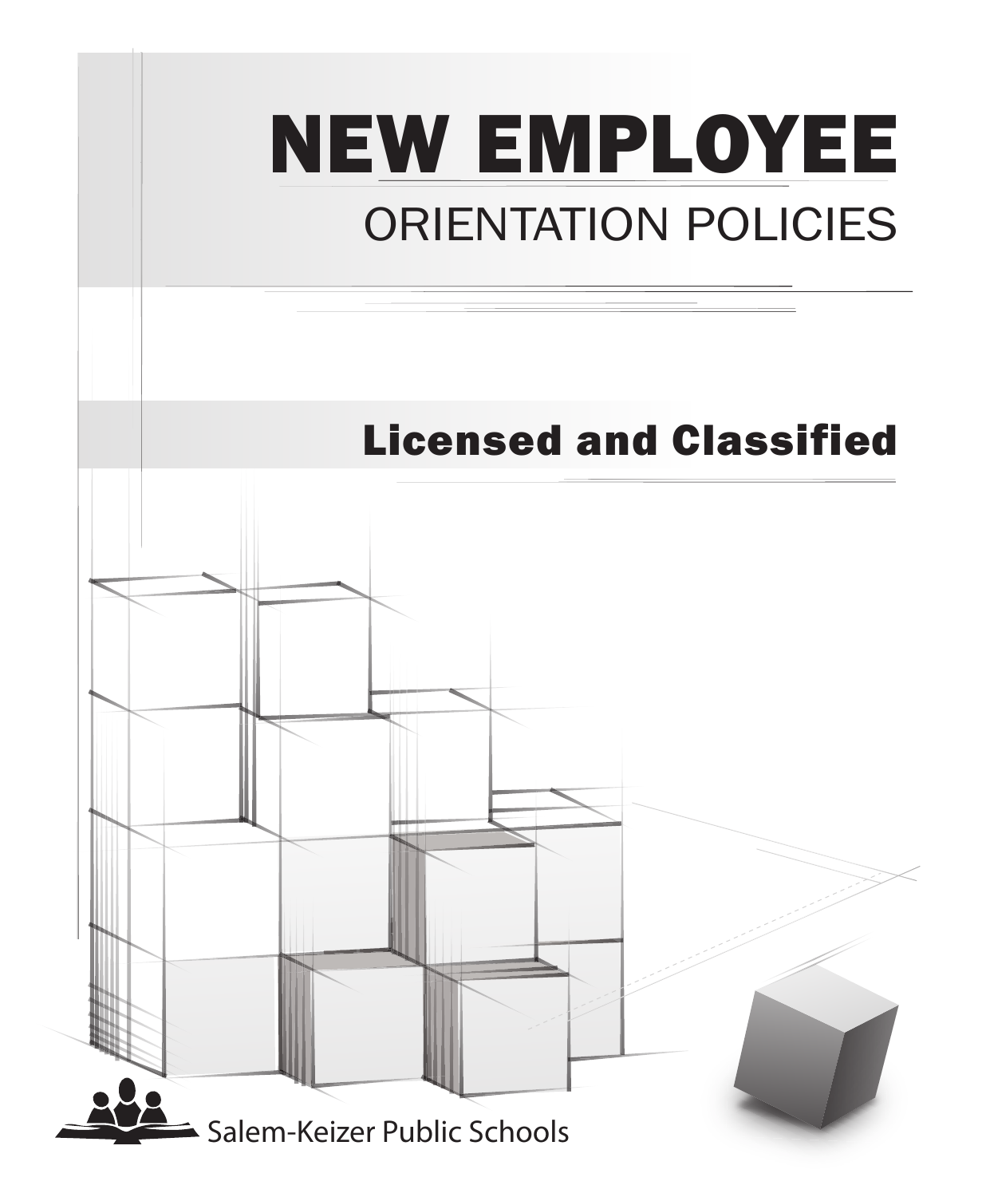# NEW EMPLOYEE

## ORIENTATION POLICIES

### Licensed and Classified

Salem-Keizer Public Schools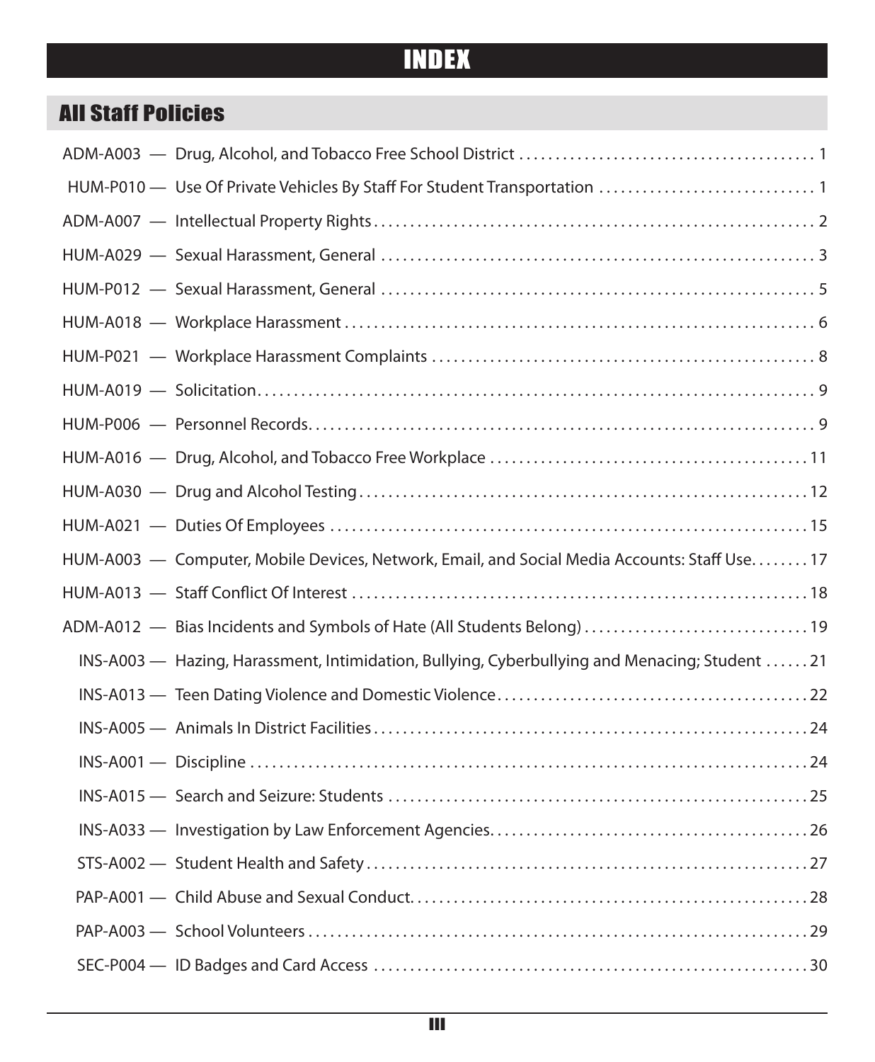# INDEX

## All Staff Policies

| Policy | Title | Page |
|---|---|---|
| ADM-A003 | Drug, Alcohol, and Tobacco Free School District | 1 |
| HUM-P010 | Use Of Private Vehicles By Staff For Student Transportation | 1 |
| ADM-A007 | Intellectual Property Rights | 2 |
| HUM-A029 | Sexual Harassment, General | 3 |
| HUM-P012 | Sexual Harassment, General | 5 |
| HUM-A018 | Workplace Harassment | 6 |
| HUM-P021 | Workplace Harassment Complaints | 8 |
| HUM-A019 | Solicitation | 9 |
| HUM-P006 | Personnel Records | 9 |
| HUM-A016 | Drug, Alcohol, and Tobacco Free Workplace | 11 |
| HUM-A030 | Drug and Alcohol Testing | 12 |
| HUM-A021 | Duties Of Employees | 15 |
| HUM-A003 | Computer, Mobile Devices, Network, Email, and Social Media Accounts: Staff Use | 17 |
| HUM-A013 | Staff Conflict Of Interest | 18 |
| ADM-A012 | Bias Incidents and Symbols of Hate (All Students Belong) | 19 |
| INS-A003 | Hazing, Harassment, Intimidation, Bullying, Cyberbullying and Menacing; Student | 21 |
| INS-A013 | Teen Dating Violence and Domestic Violence | 22 |
| INS-A005 | Animals In District Facilities | 24 |
| INS-A001 | Discipline | 24 |
| INS-A015 | Search and Seizure: Students | 25 |
| INS-A033 | Investigation by Law Enforcement Agencies | 26 |
| STS-A002 | Student Health and Safety | 27 |
| PAP-A001 | Child Abuse and Sexual Conduct | 28 |
| PAP-A003 | School Volunteers | 29 |
| SEC-P004 | ID Badges and Card Access | 30 |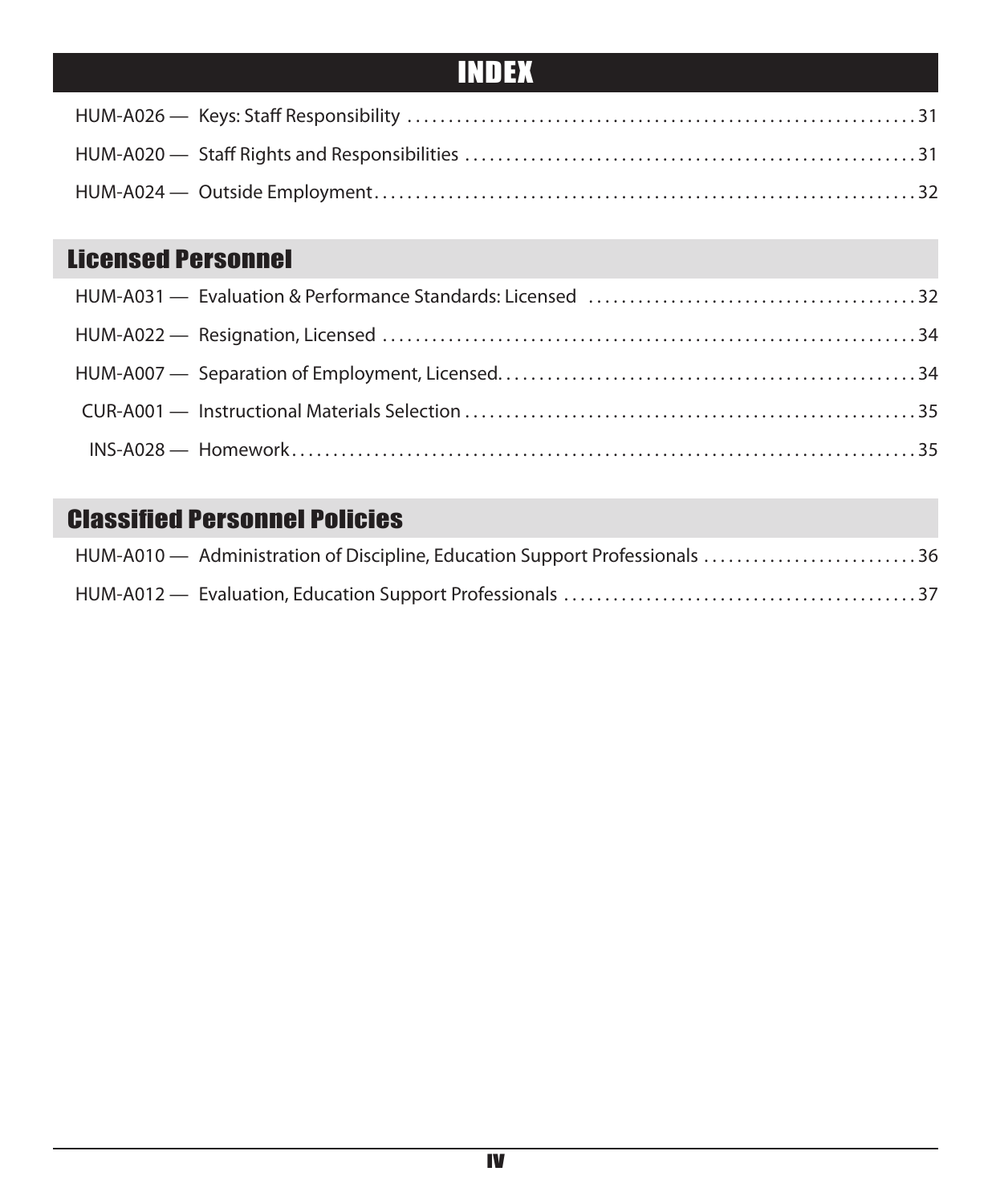# INDEX

HUM-A026 — Keys: Staff Responsibility ........ 31

HUM-A020 — Staff Rights and Responsibilities ........ 31

HUM-A024 — Outside Employment ........ 32

## Licensed Personnel

HUM-A031 — Evaluation & Performance Standards: Licensed ........ 32

HUM-A022 — Resignation, Licensed ........ 34

HUM-A007 — Separation of Employment, Licensed ........ 34

CUR-A001 — Instructional Materials Selection ........ 35

INS-A028 — Homework ........ 35

## Classified Personnel Policies

HUM-A010 — Administration of Discipline, Education Support Professionals ........ 36

HUM-A012 — Evaluation, Education Support Professionals ........ 37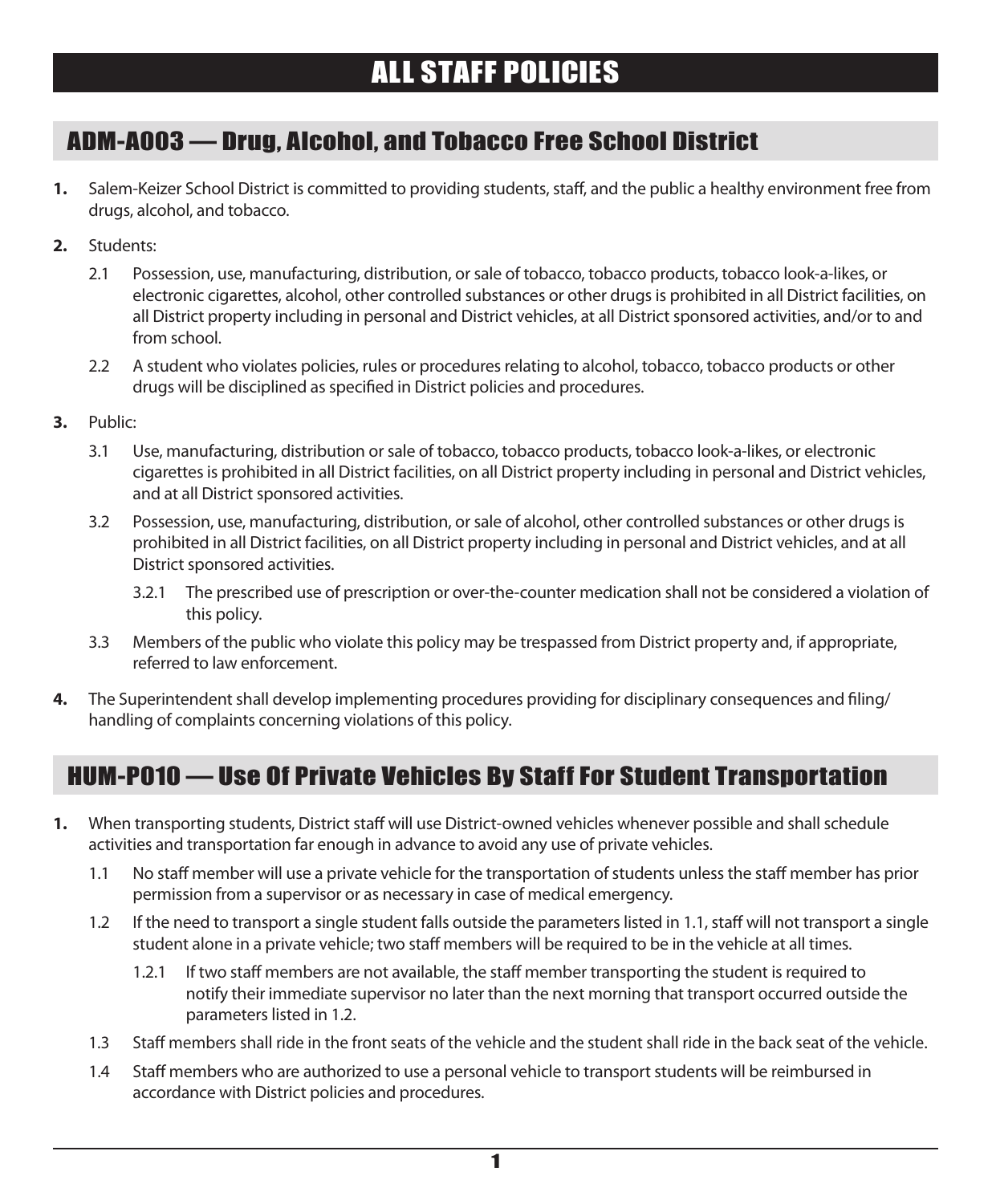# ALL STAFF POLICIES

## ADM-A003 — Drug, Alcohol, and Tobacco Free School District

**1.** Salem-Keizer School District is committed to providing students, staff, and the public a healthy environment free from drugs, alcohol, and tobacco.

**2.** Students:

2.1 Possession, use, manufacturing, distribution, or sale of tobacco, tobacco products, tobacco look-a-likes, or electronic cigarettes, alcohol, other controlled substances or other drugs is prohibited in all District facilities, on all District property including in personal and District vehicles, at all District sponsored activities, and/or to and from school.

2.2 A student who violates policies, rules or procedures relating to alcohol, tobacco, tobacco products or other drugs will be disciplined as specified in District policies and procedures.

**3.** Public:

3.1 Use, manufacturing, distribution or sale of tobacco, tobacco products, tobacco look-a-likes, or electronic cigarettes is prohibited in all District facilities, on all District property including in personal and District vehicles, and at all District sponsored activities.

3.2 Possession, use, manufacturing, distribution, or sale of alcohol, other controlled substances or other drugs is prohibited in all District facilities, on all District property including in personal and District vehicles, and at all District sponsored activities.

3.2.1 The prescribed use of prescription or over-the-counter medication shall not be considered a violation of this policy.

3.3 Members of the public who violate this policy may be trespassed from District property and, if appropriate, referred to law enforcement.

**4.** The Superintendent shall develop implementing procedures providing for disciplinary consequences and filing/handling of complaints concerning violations of this policy.

## HUM-P010 — Use Of Private Vehicles By Staff For Student Transportation

**1.** When transporting students, District staff will use District-owned vehicles whenever possible and shall schedule activities and transportation far enough in advance to avoid any use of private vehicles.

1.1 No staff member will use a private vehicle for the transportation of students unless the staff member has prior permission from a supervisor or as necessary in case of medical emergency.

1.2 If the need to transport a single student falls outside the parameters listed in 1.1, staff will not transport a single student alone in a private vehicle; two staff members will be required to be in the vehicle at all times.

1.2.1 If two staff members are not available, the staff member transporting the student is required to notify their immediate supervisor no later than the next morning that transport occurred outside the parameters listed in 1.2.

1.3 Staff members shall ride in the front seats of the vehicle and the student shall ride in the back seat of the vehicle.

1.4 Staff members who are authorized to use a personal vehicle to transport students will be reimbursed in accordance with District policies and procedures.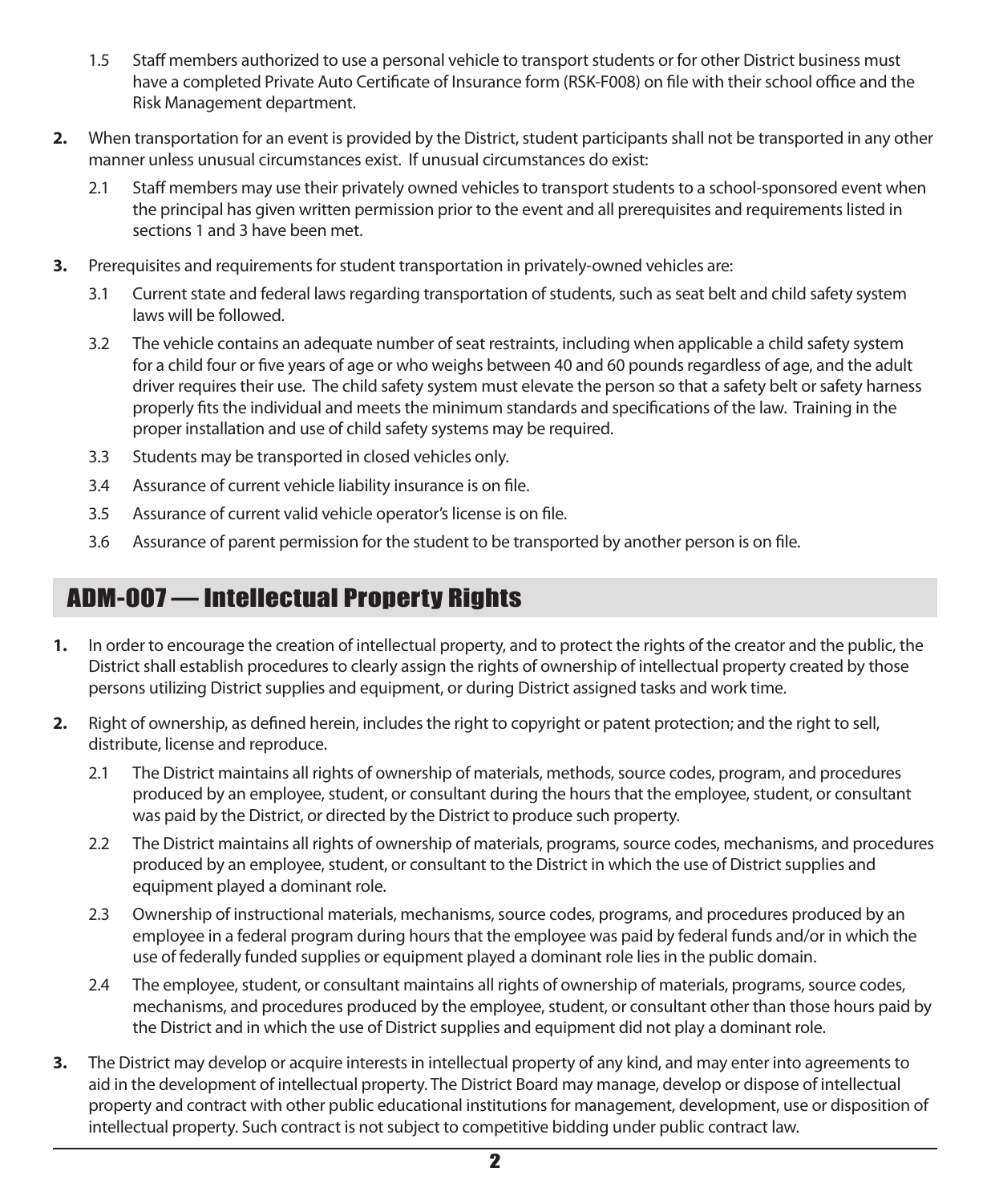1.5 Staff members authorized to use a personal vehicle to transport students or for other District business must have a completed Private Auto Certificate of Insurance form (RSK-F008) on file with their school office and the Risk Management department.

**2.** When transportation for an event is provided by the District, student participants shall not be transported in any other manner unless unusual circumstances exist. If unusual circumstances do exist:

2.1 Staff members may use their privately owned vehicles to transport students to a school-sponsored event when the principal has given written permission prior to the event and all prerequisites and requirements listed in sections 1 and 3 have been met.

**3.** Prerequisites and requirements for student transportation in privately-owned vehicles are:

3.1 Current state and federal laws regarding transportation of students, such as seat belt and child safety system laws will be followed.

3.2 The vehicle contains an adequate number of seat restraints, including when applicable a child safety system for a child four or five years of age or who weighs between 40 and 60 pounds regardless of age, and the adult driver requires their use. The child safety system must elevate the person so that a safety belt or safety harness properly fits the individual and meets the minimum standards and specifications of the law. Training in the proper installation and use of child safety systems may be required.

3.3 Students may be transported in closed vehicles only.

3.4 Assurance of current vehicle liability insurance is on file.

3.5 Assurance of current valid vehicle operator's license is on file.

3.6 Assurance of parent permission for the student to be transported by another person is on file.

## ADM-007 — Intellectual Property Rights

**1.** In order to encourage the creation of intellectual property, and to protect the rights of the creator and the public, the District shall establish procedures to clearly assign the rights of ownership of intellectual property created by those persons utilizing District supplies and equipment, or during District assigned tasks and work time.

**2.** Right of ownership, as defined herein, includes the right to copyright or patent protection; and the right to sell, distribute, license and reproduce.

2.1 The District maintains all rights of ownership of materials, methods, source codes, program, and procedures produced by an employee, student, or consultant during the hours that the employee, student, or consultant was paid by the District, or directed by the District to produce such property.

2.2 The District maintains all rights of ownership of materials, programs, source codes, mechanisms, and procedures produced by an employee, student, or consultant to the District in which the use of District supplies and equipment played a dominant role.

2.3 Ownership of instructional materials, mechanisms, source codes, programs, and procedures produced by an employee in a federal program during hours that the employee was paid by federal funds and/or in which the use of federally funded supplies or equipment played a dominant role lies in the public domain.

2.4 The employee, student, or consultant maintains all rights of ownership of materials, programs, source codes, mechanisms, and procedures produced by the employee, student, or consultant other than those hours paid by the District and in which the use of District supplies and equipment did not play a dominant role.

**3.** The District may develop or acquire interests in intellectual property of any kind, and may enter into agreements to aid in the development of intellectual property. The District Board may manage, develop or dispose of intellectual property and contract with other public educational institutions for management, development, use or disposition of intellectual property. Such contract is not subject to competitive bidding under public contract law.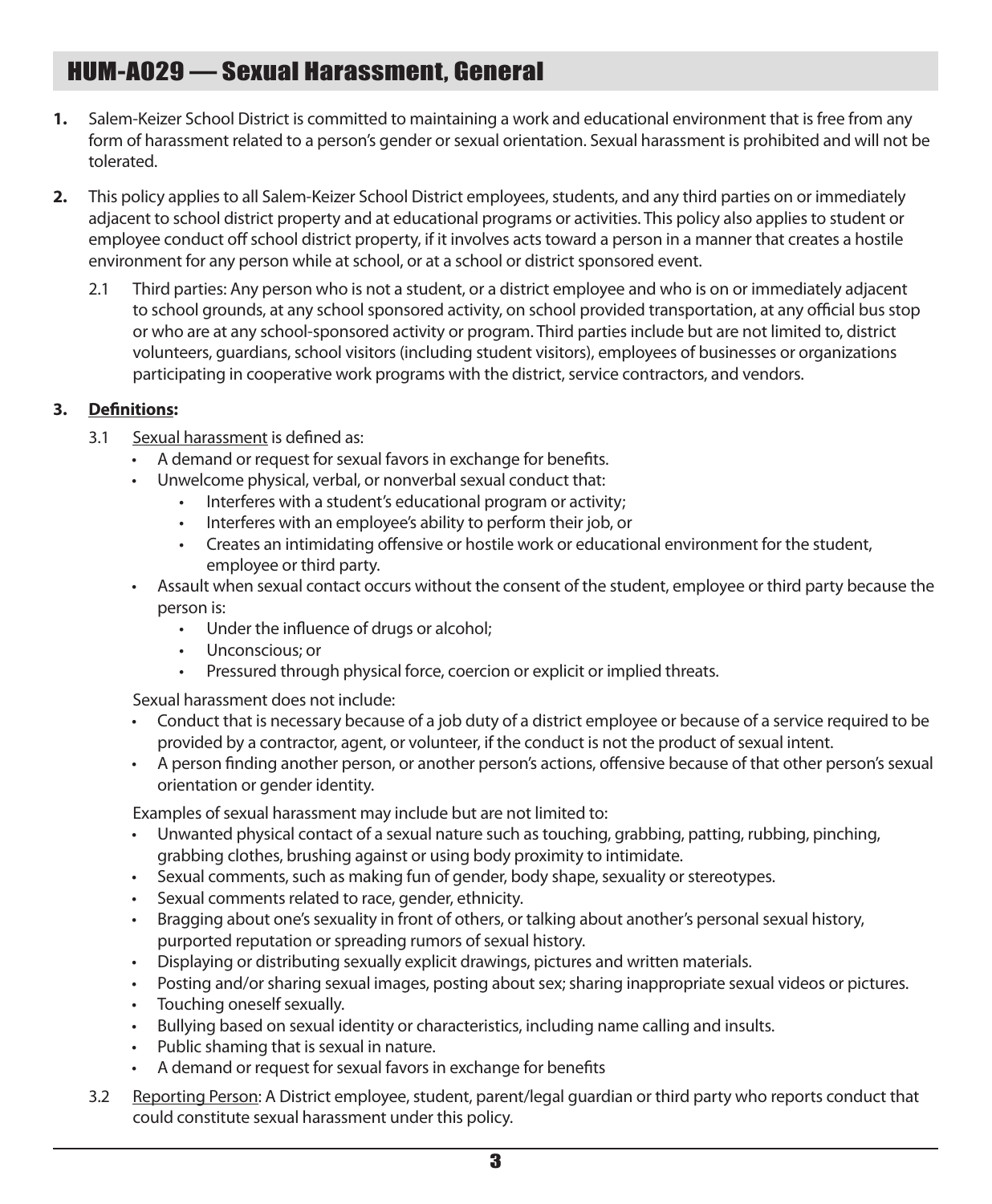## HUM-A029 — Sexual Harassment, General

1. Salem-Keizer School District is committed to maintaining a work and educational environment that is free from any form of harassment related to a person's gender or sexual orientation. Sexual harassment is prohibited and will not be tolerated.

2. This policy applies to all Salem-Keizer School District employees, students, and any third parties on or immediately adjacent to school district property and at educational programs or activities. This policy also applies to student or employee conduct off school district property, if it involves acts toward a person in a manner that creates a hostile environment for any person while at school, or at a school or district sponsored event.

   2.1 Third parties: Any person who is not a student, or a district employee and who is on or immediately adjacent to school grounds, at any school sponsored activity, on school provided transportation, at any official bus stop or who are at any school-sponsored activity or program. Third parties include but are not limited to, district volunteers, guardians, school visitors (including student visitors), employees of businesses or organizations participating in cooperative work programs with the district, service contractors, and vendors.

3. **Definitions:**

   3.1 Sexual harassment is defined as:
   - A demand or request for sexual favors in exchange for benefits.
   - Unwelcome physical, verbal, or nonverbal sexual conduct that:
     - Interferes with a student's educational program or activity;
     - Interferes with an employee's ability to perform their job, or
     - Creates an intimidating offensive or hostile work or educational environment for the student, employee or third party.
   - Assault when sexual contact occurs without the consent of the student, employee or third party because the person is:
     - Under the influence of drugs or alcohol;
     - Unconscious; or
     - Pressured through physical force, coercion or explicit or implied threats.

   Sexual harassment does not include:
   - Conduct that is necessary because of a job duty of a district employee or because of a service required to be provided by a contractor, agent, or volunteer, if the conduct is not the product of sexual intent.
   - A person finding another person, or another person's actions, offensive because of that other person's sexual orientation or gender identity.

   Examples of sexual harassment may include but are not limited to:
   - Unwanted physical contact of a sexual nature such as touching, grabbing, patting, rubbing, pinching, grabbing clothes, brushing against or using body proximity to intimidate.
   - Sexual comments, such as making fun of gender, body shape, sexuality or stereotypes.
   - Sexual comments related to race, gender, ethnicity.
   - Bragging about one's sexuality in front of others, or talking about another's personal sexual history, purported reputation or spreading rumors of sexual history.
   - Displaying or distributing sexually explicit drawings, pictures and written materials.
   - Posting and/or sharing sexual images, posting about sex; sharing inappropriate sexual videos or pictures.
   - Touching oneself sexually.
   - Bullying based on sexual identity or characteristics, including name calling and insults.
   - Public shaming that is sexual in nature.
   - A demand or request for sexual favors in exchange for benefits

   3.2 Reporting Person: A District employee, student, parent/legal guardian or third party who reports conduct that could constitute sexual harassment under this policy.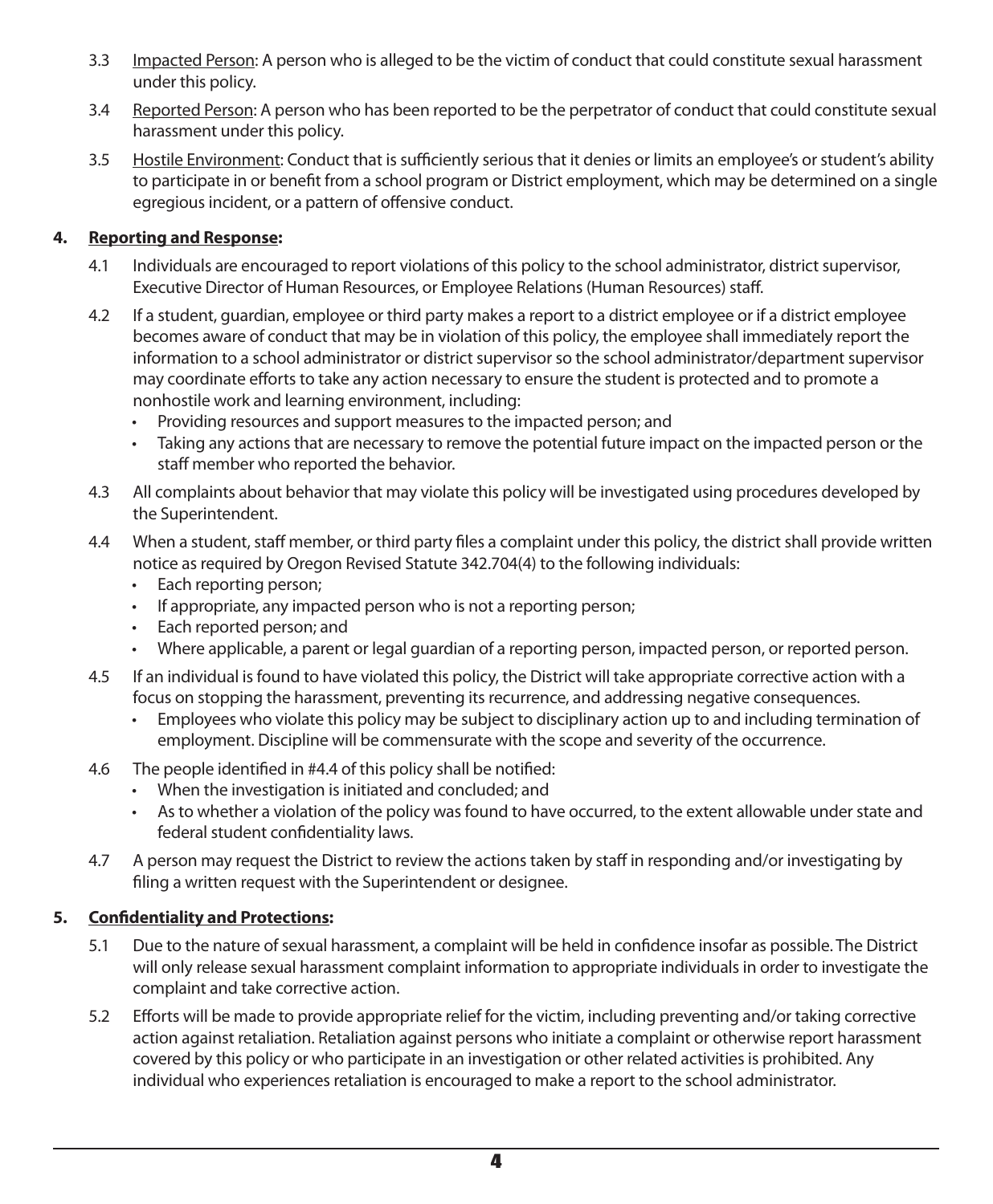3.3 Impacted Person: A person who is alleged to be the victim of conduct that could constitute sexual harassment under this policy.

3.4 Reported Person: A person who has been reported to be the perpetrator of conduct that could constitute sexual harassment under this policy.

3.5 Hostile Environment: Conduct that is sufficiently serious that it denies or limits an employee's or student's ability to participate in or benefit from a school program or District employment, which may be determined on a single egregious incident, or a pattern of offensive conduct.

**4. Reporting and Response:**

4.1 Individuals are encouraged to report violations of this policy to the school administrator, district supervisor, Executive Director of Human Resources, or Employee Relations (Human Resources) staff.

4.2 If a student, guardian, employee or third party makes a report to a district employee or if a district employee becomes aware of conduct that may be in violation of this policy, the employee shall immediately report the information to a school administrator or district supervisor so the school administrator/department supervisor may coordinate efforts to take any action necessary to ensure the student is protected and to promote a nonhostile work and learning environment, including:

- Providing resources and support measures to the impacted person; and
- Taking any actions that are necessary to remove the potential future impact on the impacted person or the staff member who reported the behavior.

4.3 All complaints about behavior that may violate this policy will be investigated using procedures developed by the Superintendent.

4.4 When a student, staff member, or third party files a complaint under this policy, the district shall provide written notice as required by Oregon Revised Statute 342.704(4) to the following individuals:

- Each reporting person;
- If appropriate, any impacted person who is not a reporting person;
- Each reported person; and
- Where applicable, a parent or legal guardian of a reporting person, impacted person, or reported person.

4.5 If an individual is found to have violated this policy, the District will take appropriate corrective action with a focus on stopping the harassment, preventing its recurrence, and addressing negative consequences.

- Employees who violate this policy may be subject to disciplinary action up to and including termination of employment. Discipline will be commensurate with the scope and severity of the occurrence.

4.6 The people identified in #4.4 of this policy shall be notified:

- When the investigation is initiated and concluded; and
- As to whether a violation of the policy was found to have occurred, to the extent allowable under state and federal student confidentiality laws.

4.7 A person may request the District to review the actions taken by staff in responding and/or investigating by filing a written request with the Superintendent or designee.

**5. Confidentiality and Protections:**

5.1 Due to the nature of sexual harassment, a complaint will be held in confidence insofar as possible. The District will only release sexual harassment complaint information to appropriate individuals in order to investigate the complaint and take corrective action.

5.2 Efforts will be made to provide appropriate relief for the victim, including preventing and/or taking corrective action against retaliation. Retaliation against persons who initiate a complaint or otherwise report harassment covered by this policy or who participate in an investigation or other related activities is prohibited. Any individual who experiences retaliation is encouraged to make a report to the school administrator.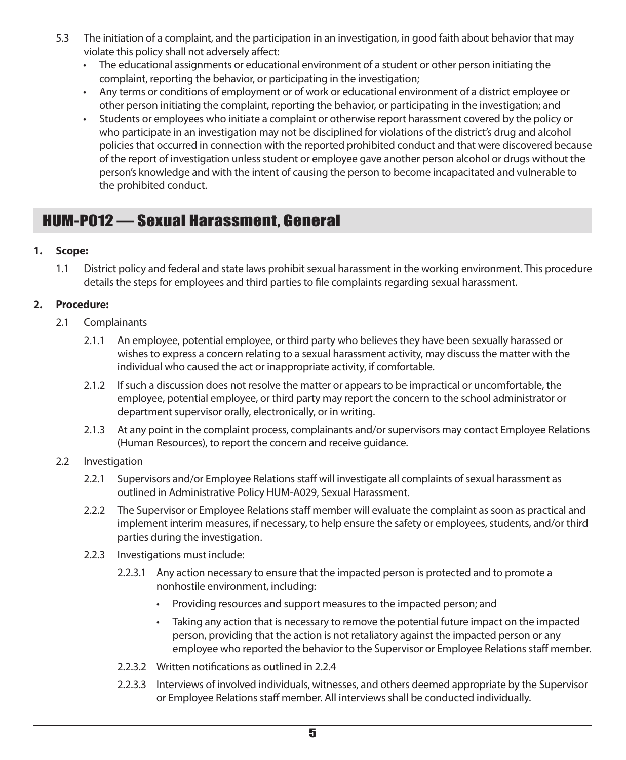5.3 The initiation of a complaint, and the participation in an investigation, in good faith about behavior that may violate this policy shall not adversely affect:

- The educational assignments or educational environment of a student or other person initiating the complaint, reporting the behavior, or participating in the investigation;
- Any terms or conditions of employment or of work or educational environment of a district employee or other person initiating the complaint, reporting the behavior, or participating in the investigation; and
- Students or employees who initiate a complaint or otherwise report harassment covered by the policy or who participate in an investigation may not be disciplined for violations of the district's drug and alcohol policies that occurred in connection with the reported prohibited conduct and that were discovered because of the report of investigation unless student or employee gave another person alcohol or drugs without the person's knowledge and with the intent of causing the person to become incapacitated and vulnerable to the prohibited conduct.

## HUM-P012 — Sexual Harassment, General

**1. Scope:**

1.1 District policy and federal and state laws prohibit sexual harassment in the working environment. This procedure details the steps for employees and third parties to file complaints regarding sexual harassment.

**2. Procedure:**

2.1 Complainants

2.1.1 An employee, potential employee, or third party who believes they have been sexually harassed or wishes to express a concern relating to a sexual harassment activity, may discuss the matter with the individual who caused the act or inappropriate activity, if comfortable.

2.1.2 If such a discussion does not resolve the matter or appears to be impractical or uncomfortable, the employee, potential employee, or third party may report the concern to the school administrator or department supervisor orally, electronically, or in writing.

2.1.3 At any point in the complaint process, complainants and/or supervisors may contact Employee Relations (Human Resources), to report the concern and receive guidance.

2.2 Investigation

2.2.1 Supervisors and/or Employee Relations staff will investigate all complaints of sexual harassment as outlined in Administrative Policy HUM-A029, Sexual Harassment.

2.2.2 The Supervisor or Employee Relations staff member will evaluate the complaint as soon as practical and implement interim measures, if necessary, to help ensure the safety or employees, students, and/or third parties during the investigation.

2.2.3 Investigations must include:

2.2.3.1 Any action necessary to ensure that the impacted person is protected and to promote a nonhostile environment, including:

- Providing resources and support measures to the impacted person; and
- Taking any action that is necessary to remove the potential future impact on the impacted person, providing that the action is not retaliatory against the impacted person or any employee who reported the behavior to the Supervisor or Employee Relations staff member.

2.2.3.2 Written notifications as outlined in 2.2.4

2.2.3.3 Interviews of involved individuals, witnesses, and others deemed appropriate by the Supervisor or Employee Relations staff member. All interviews shall be conducted individually.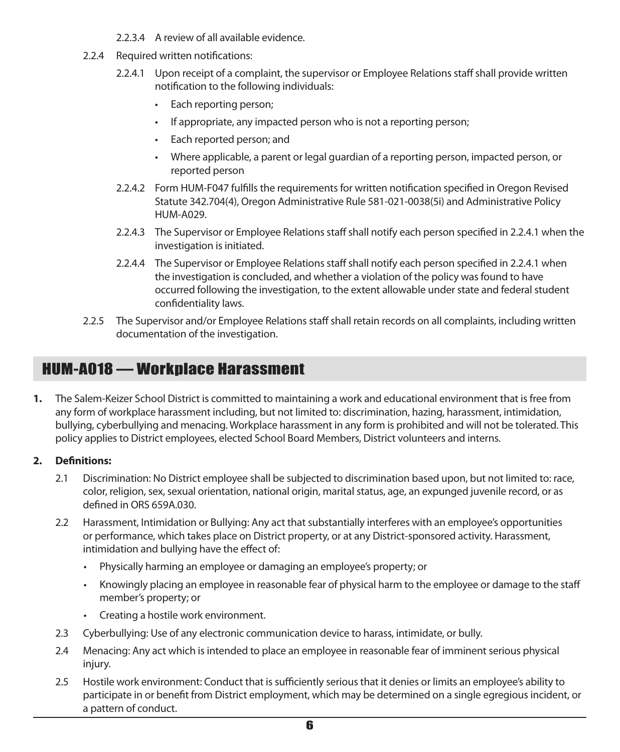2.2.3.4 A review of all available evidence.

2.2.4 Required written notifications:

2.2.4.1 Upon receipt of a complaint, the supervisor or Employee Relations staff shall provide written notification to the following individuals:

- Each reporting person;
- If appropriate, any impacted person who is not a reporting person;
- Each reported person; and
- Where applicable, a parent or legal guardian of a reporting person, impacted person, or reported person

2.2.4.2 Form HUM-F047 fulfills the requirements for written notification specified in Oregon Revised Statute 342.704(4), Oregon Administrative Rule 581-021-0038(5i) and Administrative Policy HUM-A029.

2.2.4.3 The Supervisor or Employee Relations staff shall notify each person specified in 2.2.4.1 when the investigation is initiated.

2.2.4.4 The Supervisor or Employee Relations staff shall notify each person specified in 2.2.4.1 when the investigation is concluded, and whether a violation of the policy was found to have occurred following the investigation, to the extent allowable under state and federal student confidentiality laws.

2.2.5 The Supervisor and/or Employee Relations staff shall retain records on all complaints, including written documentation of the investigation.

## HUM-A018 — Workplace Harassment

**1.** The Salem-Keizer School District is committed to maintaining a work and educational environment that is free from any form of workplace harassment including, but not limited to: discrimination, hazing, harassment, intimidation, bullying, cyberbullying and menacing. Workplace harassment in any form is prohibited and will not be tolerated. This policy applies to District employees, elected School Board Members, District volunteers and interns.

**2. Definitions:**

2.1 Discrimination: No District employee shall be subjected to discrimination based upon, but not limited to: race, color, religion, sex, sexual orientation, national origin, marital status, age, an expunged juvenile record, or as defined in ORS 659A.030.

2.2 Harassment, Intimidation or Bullying: Any act that substantially interferes with an employee's opportunities or performance, which takes place on District property, or at any District-sponsored activity. Harassment, intimidation and bullying have the effect of:

- Physically harming an employee or damaging an employee's property; or
- Knowingly placing an employee in reasonable fear of physical harm to the employee or damage to the staff member's property; or
- Creating a hostile work environment.

2.3 Cyberbullying: Use of any electronic communication device to harass, intimidate, or bully.

2.4 Menacing: Any act which is intended to place an employee in reasonable fear of imminent serious physical injury.

2.5 Hostile work environment: Conduct that is sufficiently serious that it denies or limits an employee's ability to participate in or benefit from District employment, which may be determined on a single egregious incident, or a pattern of conduct.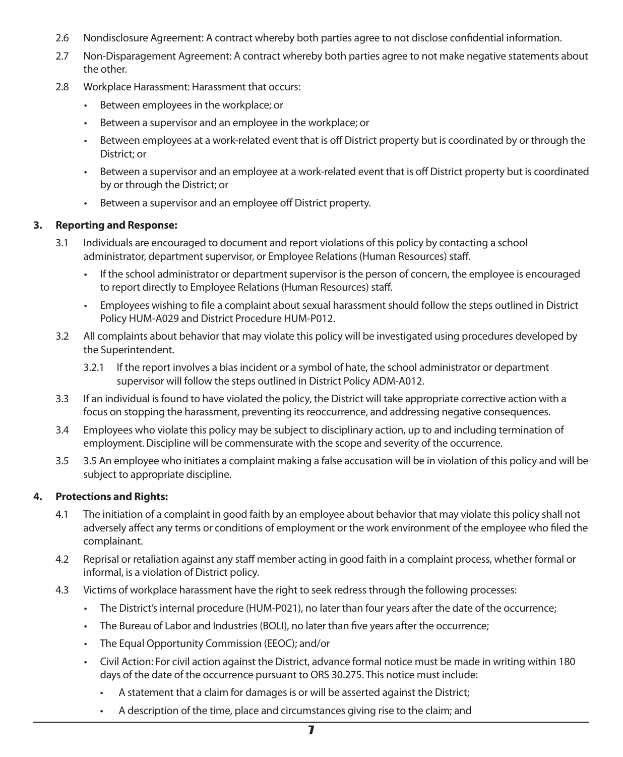2.6 Nondisclosure Agreement: A contract whereby both parties agree to not disclose confidential information.

2.7 Non-Disparagement Agreement: A contract whereby both parties agree to not make negative statements about the other.

2.8 Workplace Harassment: Harassment that occurs:

- Between employees in the workplace; or
- Between a supervisor and an employee in the workplace; or
- Between employees at a work-related event that is off District property but is coordinated by or through the District; or
- Between a supervisor and an employee at a work-related event that is off District property but is coordinated by or through the District; or
- Between a supervisor and an employee off District property.

**3. Reporting and Response:**

3.1 Individuals are encouraged to document and report violations of this policy by contacting a school administrator, department supervisor, or Employee Relations (Human Resources) staff.

- If the school administrator or department supervisor is the person of concern, the employee is encouraged to report directly to Employee Relations (Human Resources) staff.
- Employees wishing to file a complaint about sexual harassment should follow the steps outlined in District Policy HUM-A029 and District Procedure HUM-P012.

3.2 All complaints about behavior that may violate this policy will be investigated using procedures developed by the Superintendent.

3.2.1 If the report involves a bias incident or a symbol of hate, the school administrator or department supervisor will follow the steps outlined in District Policy ADM-A012.

3.3 If an individual is found to have violated the policy, the District will take appropriate corrective action with a focus on stopping the harassment, preventing its reoccurrence, and addressing negative consequences.

3.4 Employees who violate this policy may be subject to disciplinary action, up to and including termination of employment. Discipline will be commensurate with the scope and severity of the occurrence.

3.5 3.5 An employee who initiates a complaint making a false accusation will be in violation of this policy and will be subject to appropriate discipline.

**4. Protections and Rights:**

4.1 The initiation of a complaint in good faith by an employee about behavior that may violate this policy shall not adversely affect any terms or conditions of employment or the work environment of the employee who filed the complainant.

4.2 Reprisal or retaliation against any staff member acting in good faith in a complaint process, whether formal or informal, is a violation of District policy.

4.3 Victims of workplace harassment have the right to seek redress through the following processes:

- The District's internal procedure (HUM-P021), no later than four years after the date of the occurrence;
- The Bureau of Labor and Industries (BOLI), no later than five years after the occurrence;
- The Equal Opportunity Commission (EEOC); and/or
- Civil Action: For civil action against the District, advance formal notice must be made in writing within 180 days of the date of the occurrence pursuant to ORS 30.275. This notice must include:
  - A statement that a claim for damages is or will be asserted against the District;
  - A description of the time, place and circumstances giving rise to the claim; and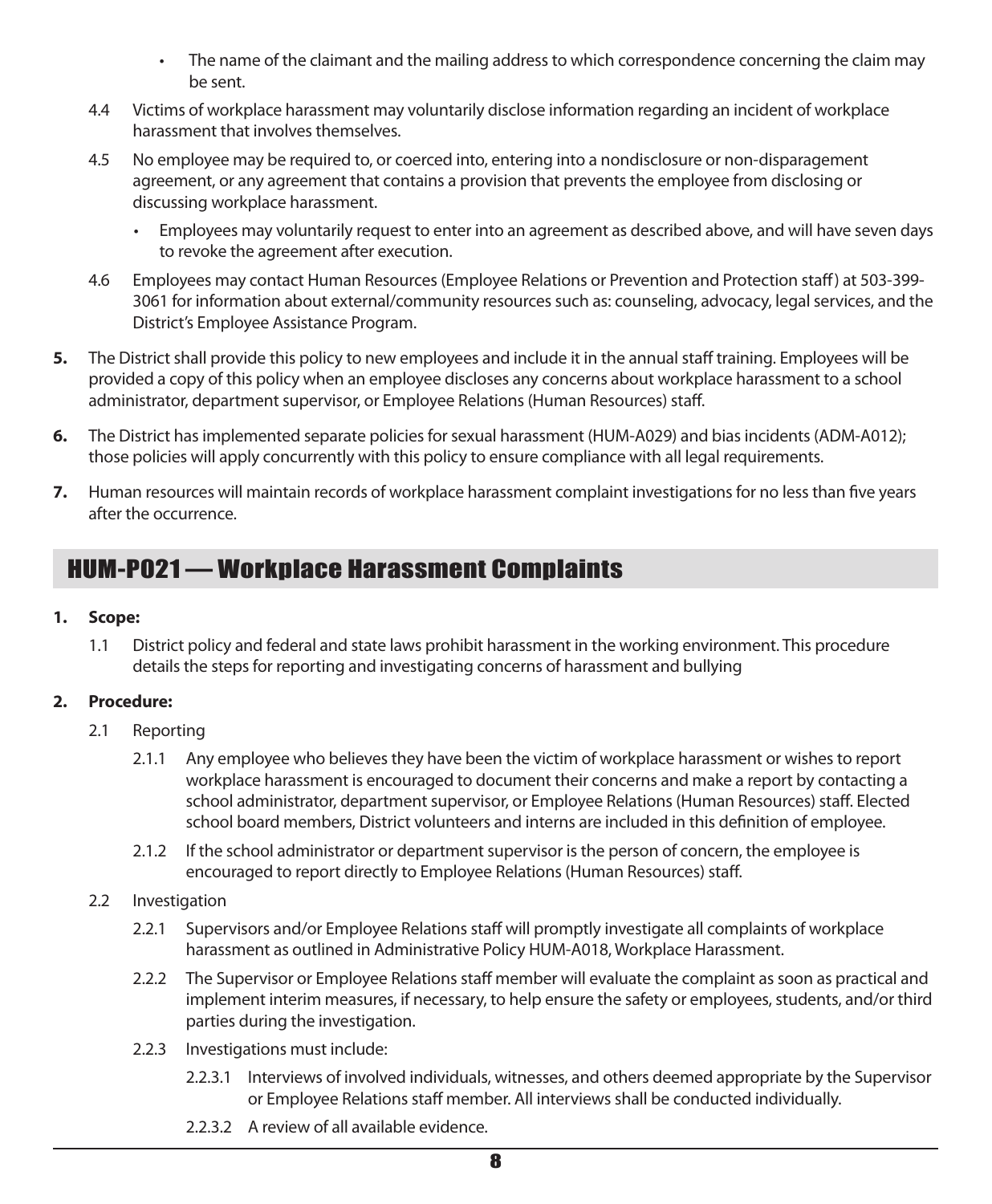- The name of the claimant and the mailing address to which correspondence concerning the claim may be sent.

4.4 Victims of workplace harassment may voluntarily disclose information regarding an incident of workplace harassment that involves themselves.

4.5 No employee may be required to, or coerced into, entering into a nondisclosure or non-disparagement agreement, or any agreement that contains a provision that prevents the employee from disclosing or discussing workplace harassment.

- Employees may voluntarily request to enter into an agreement as described above, and will have seven days to revoke the agreement after execution.

4.6 Employees may contact Human Resources (Employee Relations or Prevention and Protection staff) at 503-399-3061 for information about external/community resources such as: counseling, advocacy, legal services, and the District's Employee Assistance Program.

**5.** The District shall provide this policy to new employees and include it in the annual staff training. Employees will be provided a copy of this policy when an employee discloses any concerns about workplace harassment to a school administrator, department supervisor, or Employee Relations (Human Resources) staff.

**6.** The District has implemented separate policies for sexual harassment (HUM-A029) and bias incidents (ADM-A012); those policies will apply concurrently with this policy to ensure compliance with all legal requirements.

**7.** Human resources will maintain records of workplace harassment complaint investigations for no less than five years after the occurrence.

## HUM-P021 — Workplace Harassment Complaints

**1. Scope:**

1.1 District policy and federal and state laws prohibit harassment in the working environment. This procedure details the steps for reporting and investigating concerns of harassment and bullying

**2. Procedure:**

2.1 Reporting

2.1.1 Any employee who believes they have been the victim of workplace harassment or wishes to report workplace harassment is encouraged to document their concerns and make a report by contacting a school administrator, department supervisor, or Employee Relations (Human Resources) staff. Elected school board members, District volunteers and interns are included in this definition of employee.

2.1.2 If the school administrator or department supervisor is the person of concern, the employee is encouraged to report directly to Employee Relations (Human Resources) staff.

2.2 Investigation

2.2.1 Supervisors and/or Employee Relations staff will promptly investigate all complaints of workplace harassment as outlined in Administrative Policy HUM-A018, Workplace Harassment.

2.2.2 The Supervisor or Employee Relations staff member will evaluate the complaint as soon as practical and implement interim measures, if necessary, to help ensure the safety or employees, students, and/or third parties during the investigation.

2.2.3 Investigations must include:

2.2.3.1 Interviews of involved individuals, witnesses, and others deemed appropriate by the Supervisor or Employee Relations staff member. All interviews shall be conducted individually.

2.2.3.2 A review of all available evidence.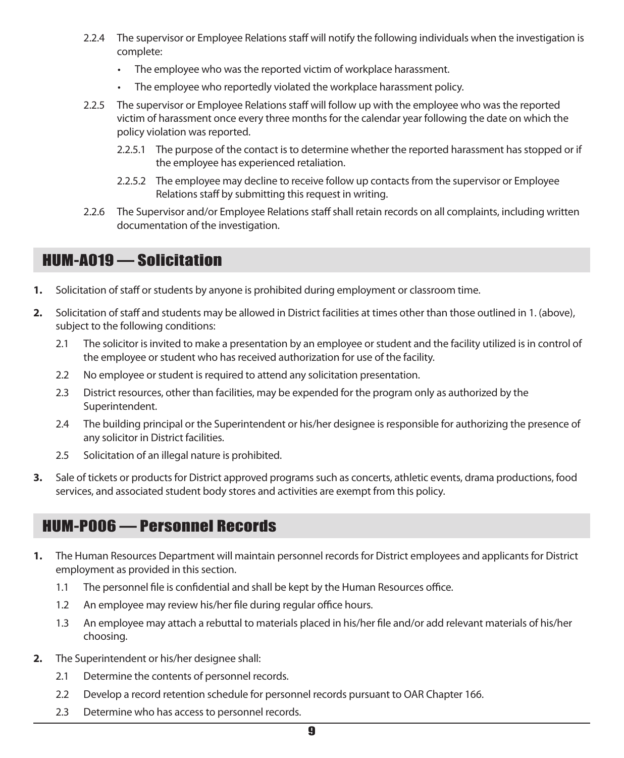2.2.4 The supervisor or Employee Relations staff will notify the following individuals when the investigation is complete:

- The employee who was the reported victim of workplace harassment.
- The employee who reportedly violated the workplace harassment policy.

2.2.5 The supervisor or Employee Relations staff will follow up with the employee who was the reported victim of harassment once every three months for the calendar year following the date on which the policy violation was reported.

2.2.5.1 The purpose of the contact is to determine whether the reported harassment has stopped or if the employee has experienced retaliation.

2.2.5.2 The employee may decline to receive follow up contacts from the supervisor or Employee Relations staff by submitting this request in writing.

2.2.6 The Supervisor and/or Employee Relations staff shall retain records on all complaints, including written documentation of the investigation.

## HUM-A019 — Solicitation

**1.** Solicitation of staff or students by anyone is prohibited during employment or classroom time.

**2.** Solicitation of staff and students may be allowed in District facilities at times other than those outlined in 1. (above), subject to the following conditions:

2.1 The solicitor is invited to make a presentation by an employee or student and the facility utilized is in control of the employee or student who has received authorization for use of the facility.

2.2 No employee or student is required to attend any solicitation presentation.

2.3 District resources, other than facilities, may be expended for the program only as authorized by the Superintendent.

2.4 The building principal or the Superintendent or his/her designee is responsible for authorizing the presence of any solicitor in District facilities.

2.5 Solicitation of an illegal nature is prohibited.

**3.** Sale of tickets or products for District approved programs such as concerts, athletic events, drama productions, food services, and associated student body stores and activities are exempt from this policy.

## HUM-P006 — Personnel Records

**1.** The Human Resources Department will maintain personnel records for District employees and applicants for District employment as provided in this section.

1.1 The personnel file is confidential and shall be kept by the Human Resources office.

1.2 An employee may review his/her file during regular office hours.

1.3 An employee may attach a rebuttal to materials placed in his/her file and/or add relevant materials of his/her choosing.

**2.** The Superintendent or his/her designee shall:

2.1 Determine the contents of personnel records.

2.2 Develop a record retention schedule for personnel records pursuant to OAR Chapter 166.

2.3 Determine who has access to personnel records.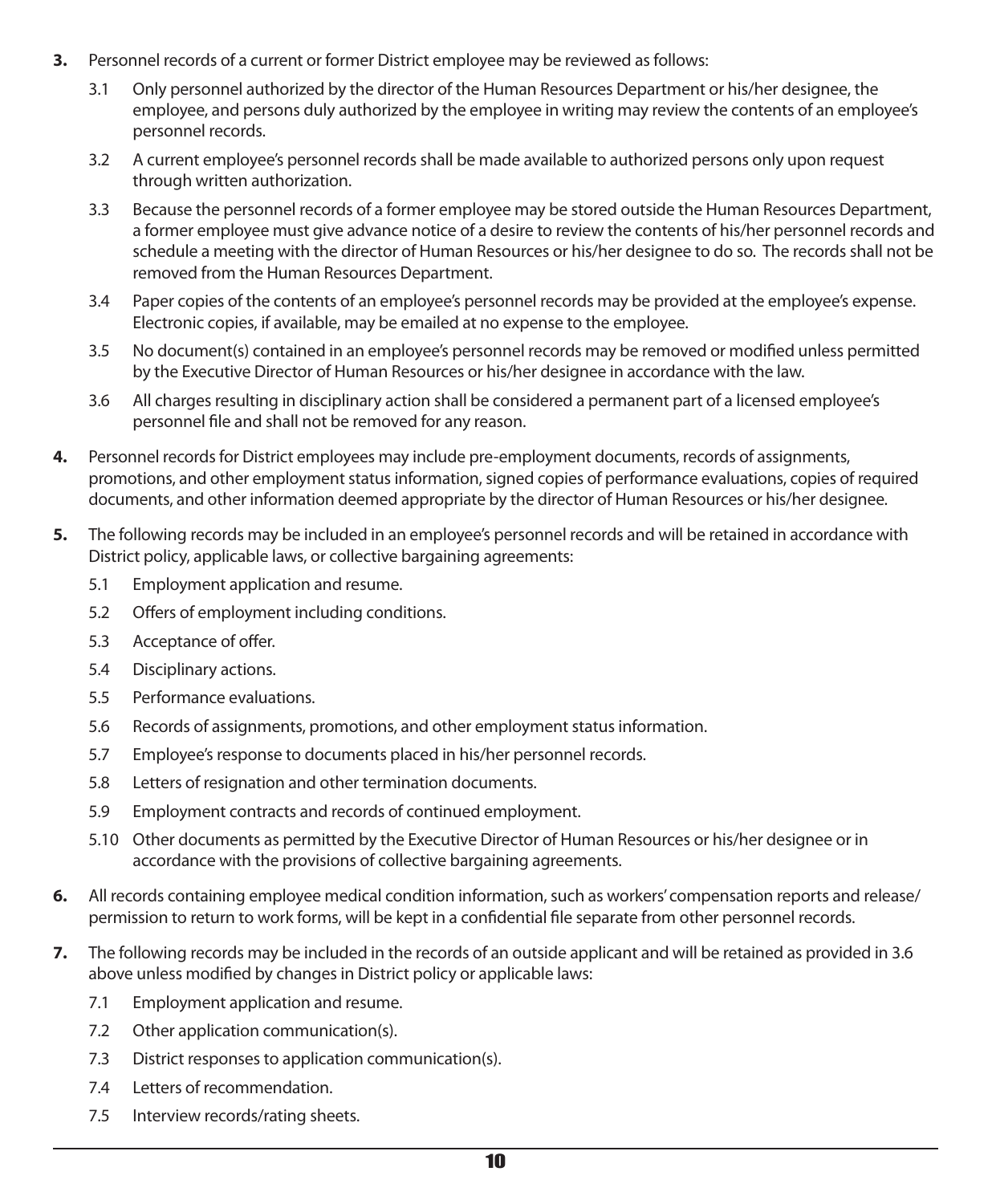**3.** Personnel records of a current or former District employee may be reviewed as follows:

3.1 Only personnel authorized by the director of the Human Resources Department or his/her designee, the employee, and persons duly authorized by the employee in writing may review the contents of an employee's personnel records.

3.2 A current employee's personnel records shall be made available to authorized persons only upon request through written authorization.

3.3 Because the personnel records of a former employee may be stored outside the Human Resources Department, a former employee must give advance notice of a desire to review the contents of his/her personnel records and schedule a meeting with the director of Human Resources or his/her designee to do so. The records shall not be removed from the Human Resources Department.

3.4 Paper copies of the contents of an employee's personnel records may be provided at the employee's expense. Electronic copies, if available, may be emailed at no expense to the employee.

3.5 No document(s) contained in an employee's personnel records may be removed or modified unless permitted by the Executive Director of Human Resources or his/her designee in accordance with the law.

3.6 All charges resulting in disciplinary action shall be considered a permanent part of a licensed employee's personnel file and shall not be removed for any reason.

**4.** Personnel records for District employees may include pre-employment documents, records of assignments, promotions, and other employment status information, signed copies of performance evaluations, copies of required documents, and other information deemed appropriate by the director of Human Resources or his/her designee.

**5.** The following records may be included in an employee's personnel records and will be retained in accordance with District policy, applicable laws, or collective bargaining agreements:

5.1 Employment application and resume.

5.2 Offers of employment including conditions.

5.3 Acceptance of offer.

5.4 Disciplinary actions.

5.5 Performance evaluations.

5.6 Records of assignments, promotions, and other employment status information.

5.7 Employee's response to documents placed in his/her personnel records.

5.8 Letters of resignation and other termination documents.

5.9 Employment contracts and records of continued employment.

5.10 Other documents as permitted by the Executive Director of Human Resources or his/her designee or in accordance with the provisions of collective bargaining agreements.

**6.** All records containing employee medical condition information, such as workers' compensation reports and release/permission to return to work forms, will be kept in a confidential file separate from other personnel records.

**7.** The following records may be included in the records of an outside applicant and will be retained as provided in 3.6 above unless modified by changes in District policy or applicable laws:

7.1 Employment application and resume.

7.2 Other application communication(s).

7.3 District responses to application communication(s).

7.4 Letters of recommendation.

7.5 Interview records/rating sheets.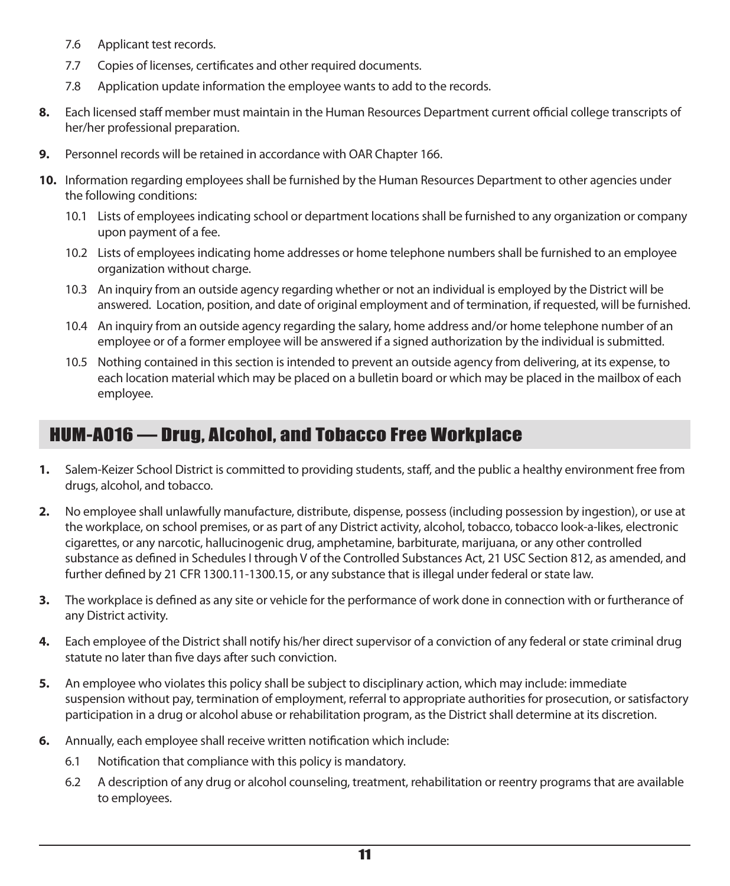7.6 Applicant test records.

7.7 Copies of licenses, certificates and other required documents.

7.8 Application update information the employee wants to add to the records.

**8.** Each licensed staff member must maintain in the Human Resources Department current official college transcripts of her/her professional preparation.

**9.** Personnel records will be retained in accordance with OAR Chapter 166.

**10.** Information regarding employees shall be furnished by the Human Resources Department to other agencies under the following conditions:

10.1 Lists of employees indicating school or department locations shall be furnished to any organization or company upon payment of a fee.

10.2 Lists of employees indicating home addresses or home telephone numbers shall be furnished to an employee organization without charge.

10.3 An inquiry from an outside agency regarding whether or not an individual is employed by the District will be answered. Location, position, and date of original employment and of termination, if requested, will be furnished.

10.4 An inquiry from an outside agency regarding the salary, home address and/or home telephone number of an employee or of a former employee will be answered if a signed authorization by the individual is submitted.

10.5 Nothing contained in this section is intended to prevent an outside agency from delivering, at its expense, to each location material which may be placed on a bulletin board or which may be placed in the mailbox of each employee.

## HUM-A016 — Drug, Alcohol, and Tobacco Free Workplace

**1.** Salem-Keizer School District is committed to providing students, staff, and the public a healthy environment free from drugs, alcohol, and tobacco.

**2.** No employee shall unlawfully manufacture, distribute, dispense, possess (including possession by ingestion), or use at the workplace, on school premises, or as part of any District activity, alcohol, tobacco, tobacco look-a-likes, electronic cigarettes, or any narcotic, hallucinogenic drug, amphetamine, barbiturate, marijuana, or any other controlled substance as defined in Schedules I through V of the Controlled Substances Act, 21 USC Section 812, as amended, and further defined by 21 CFR 1300.11-1300.15, or any substance that is illegal under federal or state law.

**3.** The workplace is defined as any site or vehicle for the performance of work done in connection with or furtherance of any District activity.

**4.** Each employee of the District shall notify his/her direct supervisor of a conviction of any federal or state criminal drug statute no later than five days after such conviction.

**5.** An employee who violates this policy shall be subject to disciplinary action, which may include: immediate suspension without pay, termination of employment, referral to appropriate authorities for prosecution, or satisfactory participation in a drug or alcohol abuse or rehabilitation program, as the District shall determine at its discretion.

**6.** Annually, each employee shall receive written notification which include:

6.1 Notification that compliance with this policy is mandatory.

6.2 A description of any drug or alcohol counseling, treatment, rehabilitation or reentry programs that are available to employees.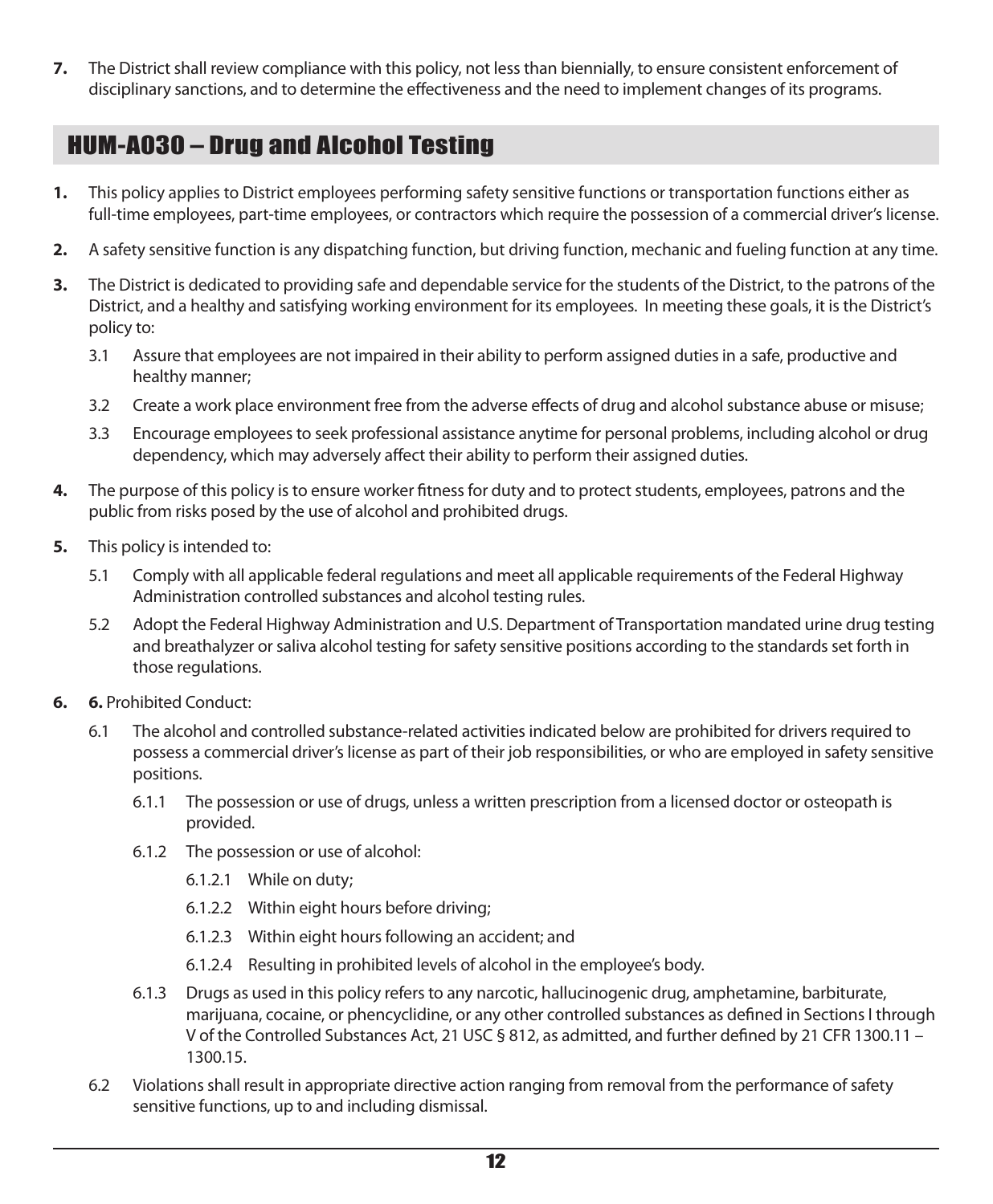7. The District shall review compliance with this policy, not less than biennially, to ensure consistent enforcement of disciplinary sanctions, and to determine the effectiveness and the need to implement changes of its programs.

## HUM-A030 – Drug and Alcohol Testing

1. This policy applies to District employees performing safety sensitive functions or transportation functions either as full-time employees, part-time employees, or contractors which require the possession of a commercial driver's license.

2. A safety sensitive function is any dispatching function, but driving function, mechanic and fueling function at any time.

3. The District is dedicated to providing safe and dependable service for the students of the District, to the patrons of the District, and a healthy and satisfying working environment for its employees. In meeting these goals, it is the District's policy to:

   3.1 Assure that employees are not impaired in their ability to perform assigned duties in a safe, productive and healthy manner;

   3.2 Create a work place environment free from the adverse effects of drug and alcohol substance abuse or misuse;

   3.3 Encourage employees to seek professional assistance anytime for personal problems, including alcohol or drug dependency, which may adversely affect their ability to perform their assigned duties.

4. The purpose of this policy is to ensure worker fitness for duty and to protect students, employees, patrons and the public from risks posed by the use of alcohol and prohibited drugs.

5. This policy is intended to:

   5.1 Comply with all applicable federal regulations and meet all applicable requirements of the Federal Highway Administration controlled substances and alcohol testing rules.

   5.2 Adopt the Federal Highway Administration and U.S. Department of Transportation mandated urine drug testing and breathalyzer or saliva alcohol testing for safety sensitive positions according to the standards set forth in those regulations.

6. **6.** Prohibited Conduct:

   6.1 The alcohol and controlled substance-related activities indicated below are prohibited for drivers required to possess a commercial driver's license as part of their job responsibilities, or who are employed in safety sensitive positions.

      6.1.1 The possession or use of drugs, unless a written prescription from a licensed doctor or osteopath is provided.

      6.1.2 The possession or use of alcohol:

         6.1.2.1 While on duty;

         6.1.2.2 Within eight hours before driving;

         6.1.2.3 Within eight hours following an accident; and

         6.1.2.4 Resulting in prohibited levels of alcohol in the employee's body.

      6.1.3 Drugs as used in this policy refers to any narcotic, hallucinogenic drug, amphetamine, barbiturate, marijuana, cocaine, or phencyclidine, or any other controlled substances as defined in Sections I through V of the Controlled Substances Act, 21 USC § 812, as admitted, and further defined by 21 CFR 1300.11 – 1300.15.

   6.2 Violations shall result in appropriate directive action ranging from removal from the performance of safety sensitive functions, up to and including dismissal.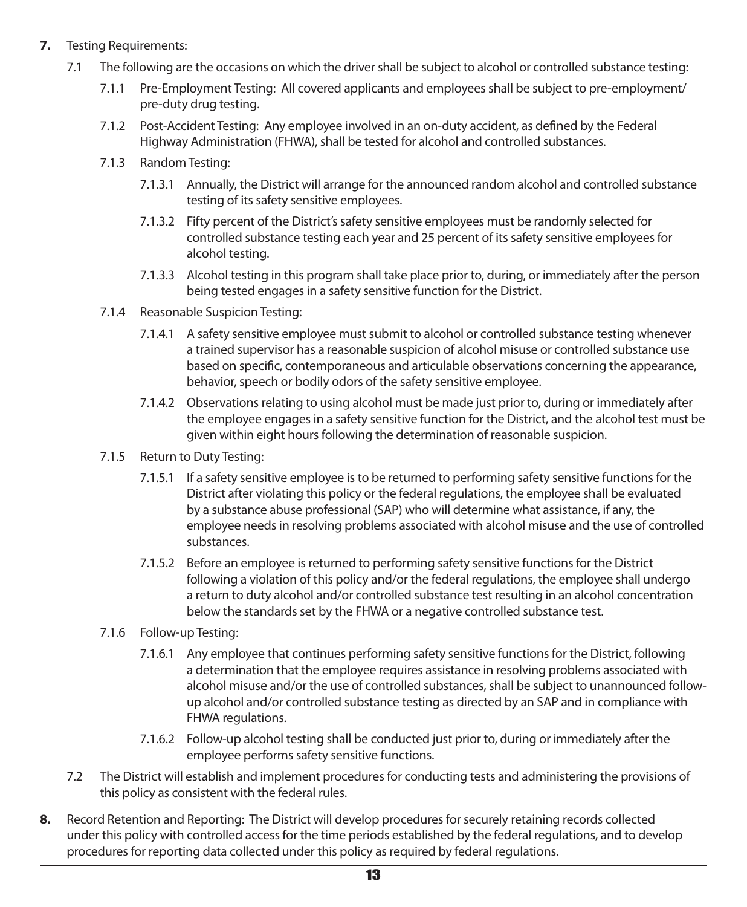**7.** Testing Requirements:

7.1 The following are the occasions on which the driver shall be subject to alcohol or controlled substance testing:

7.1.1 Pre-Employment Testing: All covered applicants and employees shall be subject to pre-employment/ pre-duty drug testing.

7.1.2 Post-Accident Testing: Any employee involved in an on-duty accident, as defined by the Federal Highway Administration (FHWA), shall be tested for alcohol and controlled substances.

7.1.3 Random Testing:

7.1.3.1 Annually, the District will arrange for the announced random alcohol and controlled substance testing of its safety sensitive employees.

7.1.3.2 Fifty percent of the District's safety sensitive employees must be randomly selected for controlled substance testing each year and 25 percent of its safety sensitive employees for alcohol testing.

7.1.3.3 Alcohol testing in this program shall take place prior to, during, or immediately after the person being tested engages in a safety sensitive function for the District.

7.1.4 Reasonable Suspicion Testing:

7.1.4.1 A safety sensitive employee must submit to alcohol or controlled substance testing whenever a trained supervisor has a reasonable suspicion of alcohol misuse or controlled substance use based on specific, contemporaneous and articulable observations concerning the appearance, behavior, speech or bodily odors of the safety sensitive employee.

7.1.4.2 Observations relating to using alcohol must be made just prior to, during or immediately after the employee engages in a safety sensitive function for the District, and the alcohol test must be given within eight hours following the determination of reasonable suspicion.

7.1.5 Return to Duty Testing:

7.1.5.1 If a safety sensitive employee is to be returned to performing safety sensitive functions for the District after violating this policy or the federal regulations, the employee shall be evaluated by a substance abuse professional (SAP) who will determine what assistance, if any, the employee needs in resolving problems associated with alcohol misuse and the use of controlled substances.

7.1.5.2 Before an employee is returned to performing safety sensitive functions for the District following a violation of this policy and/or the federal regulations, the employee shall undergo a return to duty alcohol and/or controlled substance test resulting in an alcohol concentration below the standards set by the FHWA or a negative controlled substance test.

7.1.6 Follow-up Testing:

7.1.6.1 Any employee that continues performing safety sensitive functions for the District, following a determination that the employee requires assistance in resolving problems associated with alcohol misuse and/or the use of controlled substances, shall be subject to unannounced follow-up alcohol and/or controlled substance testing as directed by an SAP and in compliance with FHWA regulations.

7.1.6.2 Follow-up alcohol testing shall be conducted just prior to, during or immediately after the employee performs safety sensitive functions.

7.2 The District will establish and implement procedures for conducting tests and administering the provisions of this policy as consistent with the federal rules.

**8.** Record Retention and Reporting: The District will develop procedures for securely retaining records collected under this policy with controlled access for the time periods established by the federal regulations, and to develop procedures for reporting data collected under this policy as required by federal regulations.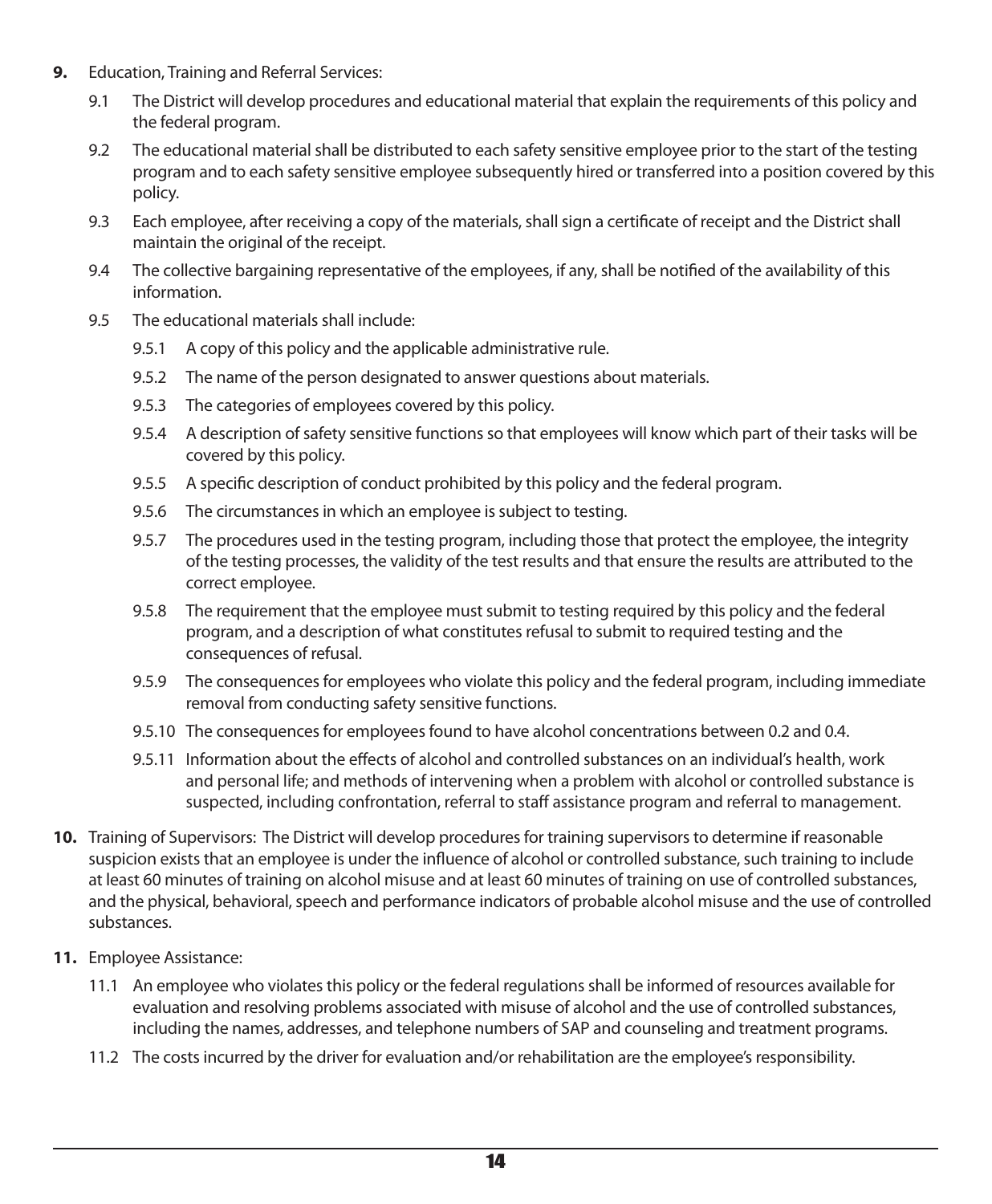**9.** Education, Training and Referral Services:

9.1 The District will develop procedures and educational material that explain the requirements of this policy and the federal program.

9.2 The educational material shall be distributed to each safety sensitive employee prior to the start of the testing program and to each safety sensitive employee subsequently hired or transferred into a position covered by this policy.

9.3 Each employee, after receiving a copy of the materials, shall sign a certificate of receipt and the District shall maintain the original of the receipt.

9.4 The collective bargaining representative of the employees, if any, shall be notified of the availability of this information.

9.5 The educational materials shall include:

9.5.1 A copy of this policy and the applicable administrative rule.

9.5.2 The name of the person designated to answer questions about materials.

9.5.3 The categories of employees covered by this policy.

9.5.4 A description of safety sensitive functions so that employees will know which part of their tasks will be covered by this policy.

9.5.5 A specific description of conduct prohibited by this policy and the federal program.

9.5.6 The circumstances in which an employee is subject to testing.

9.5.7 The procedures used in the testing program, including those that protect the employee, the integrity of the testing processes, the validity of the test results and that ensure the results are attributed to the correct employee.

9.5.8 The requirement that the employee must submit to testing required by this policy and the federal program, and a description of what constitutes refusal to submit to required testing and the consequences of refusal.

9.5.9 The consequences for employees who violate this policy and the federal program, including immediate removal from conducting safety sensitive functions.

9.5.10 The consequences for employees found to have alcohol concentrations between 0.2 and 0.4.

9.5.11 Information about the effects of alcohol and controlled substances on an individual's health, work and personal life; and methods of intervening when a problem with alcohol or controlled substance is suspected, including confrontation, referral to staff assistance program and referral to management.

**10.** Training of Supervisors: The District will develop procedures for training supervisors to determine if reasonable suspicion exists that an employee is under the influence of alcohol or controlled substance, such training to include at least 60 minutes of training on alcohol misuse and at least 60 minutes of training on use of controlled substances, and the physical, behavioral, speech and performance indicators of probable alcohol misuse and the use of controlled substances.

**11.** Employee Assistance:

11.1 An employee who violates this policy or the federal regulations shall be informed of resources available for evaluation and resolving problems associated with misuse of alcohol and the use of controlled substances, including the names, addresses, and telephone numbers of SAP and counseling and treatment programs.

11.2 The costs incurred by the driver for evaluation and/or rehabilitation are the employee's responsibility.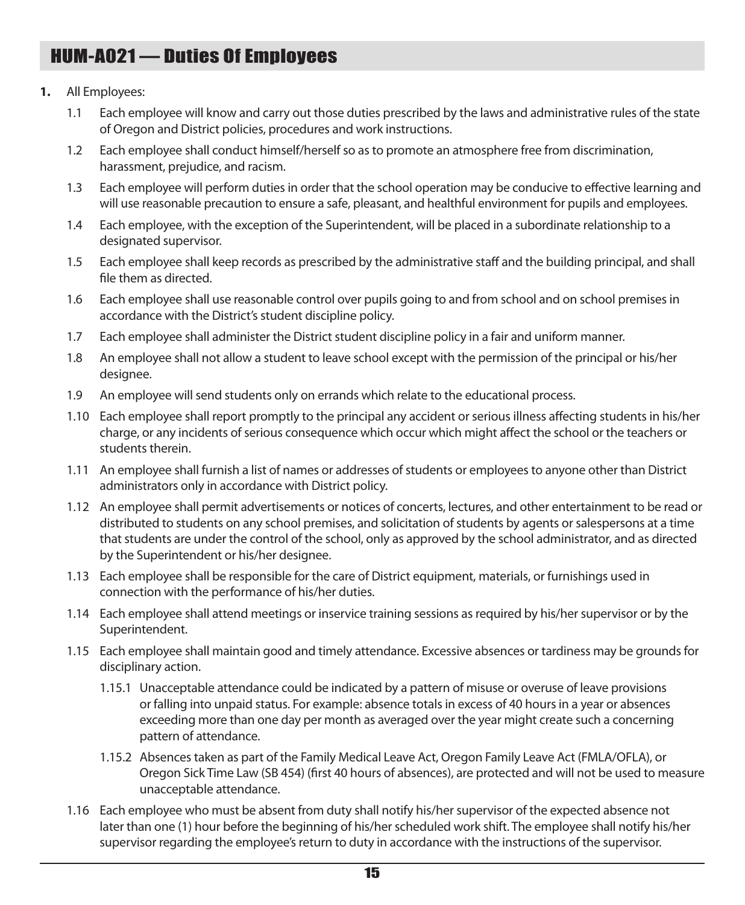# HUM-A021 — Duties Of Employees

**1.** All Employees:

1.1 Each employee will know and carry out those duties prescribed by the laws and administrative rules of the state of Oregon and District policies, procedures and work instructions.

1.2 Each employee shall conduct himself/herself so as to promote an atmosphere free from discrimination, harassment, prejudice, and racism.

1.3 Each employee will perform duties in order that the school operation may be conducive to effective learning and will use reasonable precaution to ensure a safe, pleasant, and healthful environment for pupils and employees.

1.4 Each employee, with the exception of the Superintendent, will be placed in a subordinate relationship to a designated supervisor.

1.5 Each employee shall keep records as prescribed by the administrative staff and the building principal, and shall file them as directed.

1.6 Each employee shall use reasonable control over pupils going to and from school and on school premises in accordance with the District's student discipline policy.

1.7 Each employee shall administer the District student discipline policy in a fair and uniform manner.

1.8 An employee shall not allow a student to leave school except with the permission of the principal or his/her designee.

1.9 An employee will send students only on errands which relate to the educational process.

1.10 Each employee shall report promptly to the principal any accident or serious illness affecting students in his/her charge, or any incidents of serious consequence which occur which might affect the school or the teachers or students therein.

1.11 An employee shall furnish a list of names or addresses of students or employees to anyone other than District administrators only in accordance with District policy.

1.12 An employee shall permit advertisements or notices of concerts, lectures, and other entertainment to be read or distributed to students on any school premises, and solicitation of students by agents or salespersons at a time that students are under the control of the school, only as approved by the school administrator, and as directed by the Superintendent or his/her designee.

1.13 Each employee shall be responsible for the care of District equipment, materials, or furnishings used in connection with the performance of his/her duties.

1.14 Each employee shall attend meetings or inservice training sessions as required by his/her supervisor or by the Superintendent.

1.15 Each employee shall maintain good and timely attendance. Excessive absences or tardiness may be grounds for disciplinary action.

1.15.1 Unacceptable attendance could be indicated by a pattern of misuse or overuse of leave provisions or falling into unpaid status. For example: absence totals in excess of 40 hours in a year or absences exceeding more than one day per month as averaged over the year might create such a concerning pattern of attendance.

1.15.2 Absences taken as part of the Family Medical Leave Act, Oregon Family Leave Act (FMLA/OFLA), or Oregon Sick Time Law (SB 454) (first 40 hours of absences), are protected and will not be used to measure unacceptable attendance.

1.16 Each employee who must be absent from duty shall notify his/her supervisor of the expected absence not later than one (1) hour before the beginning of his/her scheduled work shift. The employee shall notify his/her supervisor regarding the employee's return to duty in accordance with the instructions of the supervisor.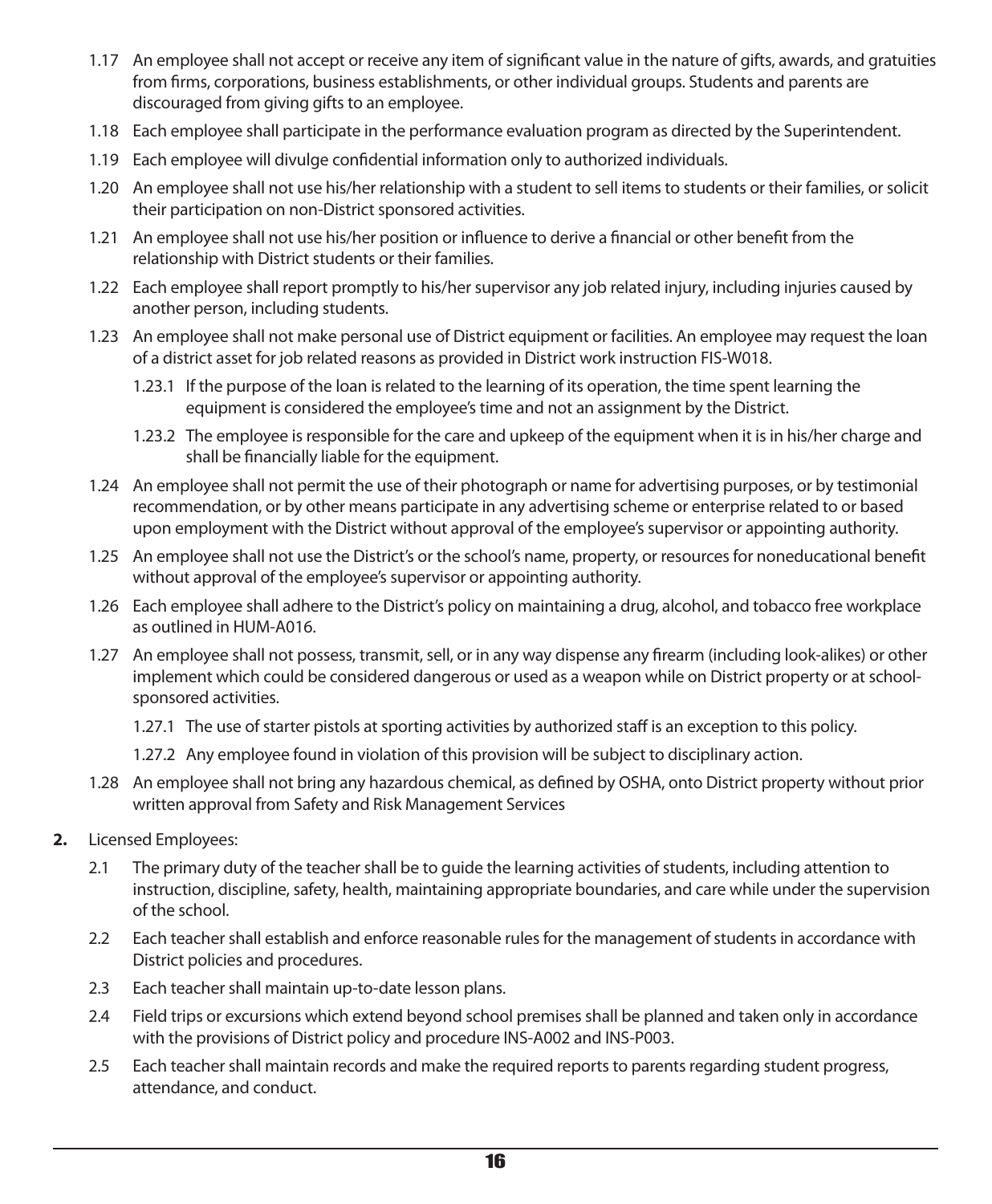1.17 An employee shall not accept or receive any item of significant value in the nature of gifts, awards, and gratuities from firms, corporations, business establishments, or other individual groups. Students and parents are discouraged from giving gifts to an employee.

1.18 Each employee shall participate in the performance evaluation program as directed by the Superintendent.

1.19 Each employee will divulge confidential information only to authorized individuals.

1.20 An employee shall not use his/her relationship with a student to sell items to students or their families, or solicit their participation on non-District sponsored activities.

1.21 An employee shall not use his/her position or influence to derive a financial or other benefit from the relationship with District students or their families.

1.22 Each employee shall report promptly to his/her supervisor any job related injury, including injuries caused by another person, including students.

1.23 An employee shall not make personal use of District equipment or facilities. An employee may request the loan of a district asset for job related reasons as provided in District work instruction FIS-W018.

  1.23.1 If the purpose of the loan is related to the learning of its operation, the time spent learning the equipment is considered the employee's time and not an assignment by the District.

  1.23.2 The employee is responsible for the care and upkeep of the equipment when it is in his/her charge and shall be financially liable for the equipment.

1.24 An employee shall not permit the use of their photograph or name for advertising purposes, or by testimonial recommendation, or by other means participate in any advertising scheme or enterprise related to or based upon employment with the District without approval of the employee's supervisor or appointing authority.

1.25 An employee shall not use the District's or the school's name, property, or resources for noneducational benefit without approval of the employee's supervisor or appointing authority.

1.26 Each employee shall adhere to the District's policy on maintaining a drug, alcohol, and tobacco free workplace as outlined in HUM-A016.

1.27 An employee shall not possess, transmit, sell, or in any way dispense any firearm (including look-alikes) or other implement which could be considered dangerous or used as a weapon while on District property or at school-sponsored activities.

  1.27.1 The use of starter pistols at sporting activities by authorized staff is an exception to this policy.

  1.27.2 Any employee found in violation of this provision will be subject to disciplinary action.

1.28 An employee shall not bring any hazardous chemical, as defined by OSHA, onto District property without prior written approval from Safety and Risk Management Services

**2.** Licensed Employees:

2.1 The primary duty of the teacher shall be to guide the learning activities of students, including attention to instruction, discipline, safety, health, maintaining appropriate boundaries, and care while under the supervision of the school.

2.2 Each teacher shall establish and enforce reasonable rules for the management of students in accordance with District policies and procedures.

2.3 Each teacher shall maintain up-to-date lesson plans.

2.4 Field trips or excursions which extend beyond school premises shall be planned and taken only in accordance with the provisions of District policy and procedure INS-A002 and INS-P003.

2.5 Each teacher shall maintain records and make the required reports to parents regarding student progress, attendance, and conduct.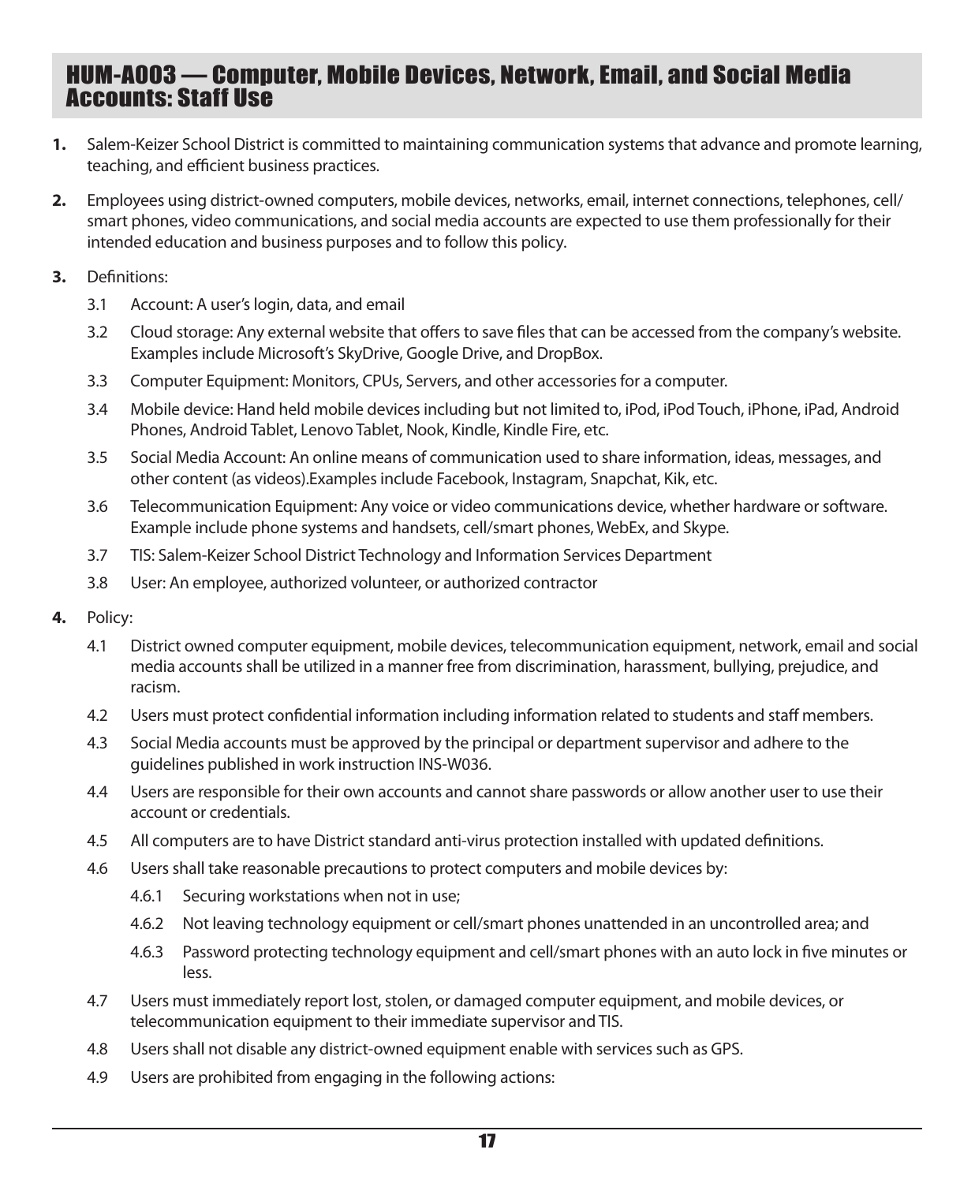# HUM-A003 — Computer, Mobile Devices, Network, Email, and Social Media Accounts: Staff Use

**1.** Salem-Keizer School District is committed to maintaining communication systems that advance and promote learning, teaching, and efficient business practices.

**2.** Employees using district-owned computers, mobile devices, networks, email, internet connections, telephones, cell/smart phones, video communications, and social media accounts are expected to use them professionally for their intended education and business purposes and to follow this policy.

**3.** Definitions:

- 3.1 Account: A user's login, data, and email
- 3.2 Cloud storage: Any external website that offers to save files that can be accessed from the company's website. Examples include Microsoft's SkyDrive, Google Drive, and DropBox.
- 3.3 Computer Equipment: Monitors, CPUs, Servers, and other accessories for a computer.
- 3.4 Mobile device: Hand held mobile devices including but not limited to, iPod, iPod Touch, iPhone, iPad, Android Phones, Android Tablet, Lenovo Tablet, Nook, Kindle, Kindle Fire, etc.
- 3.5 Social Media Account: An online means of communication used to share information, ideas, messages, and other content (as videos).Examples include Facebook, Instagram, Snapchat, Kik, etc.
- 3.6 Telecommunication Equipment: Any voice or video communications device, whether hardware or software. Example include phone systems and handsets, cell/smart phones, WebEx, and Skype.
- 3.7 TIS: Salem-Keizer School District Technology and Information Services Department
- 3.8 User: An employee, authorized volunteer, or authorized contractor

**4.** Policy:

- 4.1 District owned computer equipment, mobile devices, telecommunication equipment, network, email and social media accounts shall be utilized in a manner free from discrimination, harassment, bullying, prejudice, and racism.
- 4.2 Users must protect confidential information including information related to students and staff members.
- 4.3 Social Media accounts must be approved by the principal or department supervisor and adhere to the guidelines published in work instruction INS-W036.
- 4.4 Users are responsible for their own accounts and cannot share passwords or allow another user to use their account or credentials.
- 4.5 All computers are to have District standard anti-virus protection installed with updated definitions.
- 4.6 Users shall take reasonable precautions to protect computers and mobile devices by:
  - 4.6.1 Securing workstations when not in use;
  - 4.6.2 Not leaving technology equipment or cell/smart phones unattended in an uncontrolled area; and
  - 4.6.3 Password protecting technology equipment and cell/smart phones with an auto lock in five minutes or less.
- 4.7 Users must immediately report lost, stolen, or damaged computer equipment, and mobile devices, or telecommunication equipment to their immediate supervisor and TIS.
- 4.8 Users shall not disable any district-owned equipment enable with services such as GPS.
- 4.9 Users are prohibited from engaging in the following actions: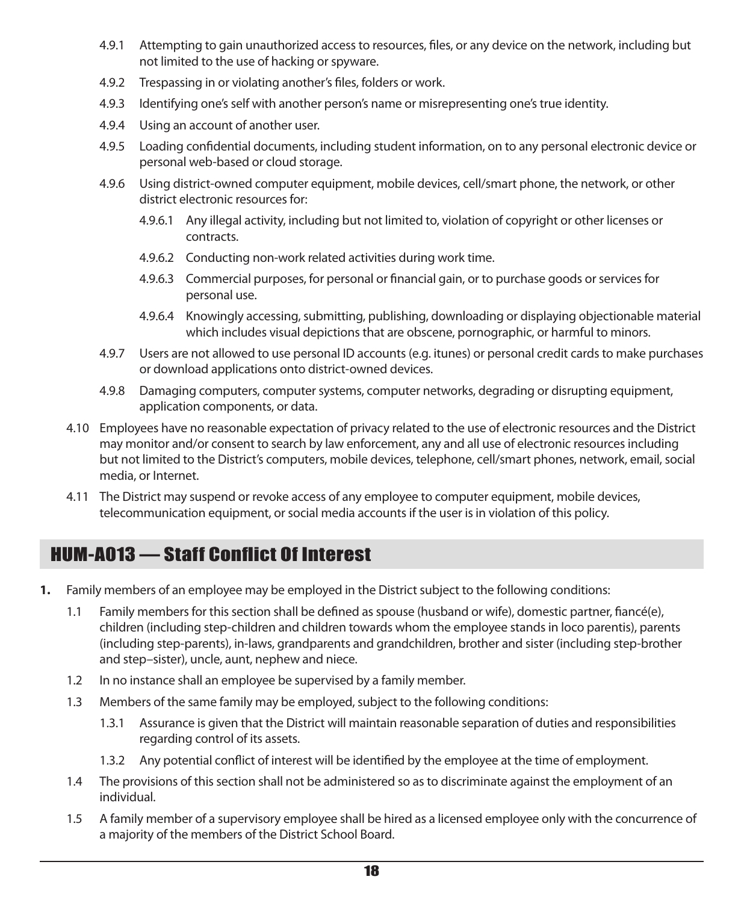4.9.1 Attempting to gain unauthorized access to resources, files, or any device on the network, including but not limited to the use of hacking or spyware.

4.9.2 Trespassing in or violating another's files, folders or work.

4.9.3 Identifying one's self with another person's name or misrepresenting one's true identity.

4.9.4 Using an account of another user.

4.9.5 Loading confidential documents, including student information, on to any personal electronic device or personal web-based or cloud storage.

4.9.6 Using district-owned computer equipment, mobile devices, cell/smart phone, the network, or other district electronic resources for:

4.9.6.1 Any illegal activity, including but not limited to, violation of copyright or other licenses or contracts.

4.9.6.2 Conducting non-work related activities during work time.

4.9.6.3 Commercial purposes, for personal or financial gain, or to purchase goods or services for personal use.

4.9.6.4 Knowingly accessing, submitting, publishing, downloading or displaying objectionable material which includes visual depictions that are obscene, pornographic, or harmful to minors.

4.9.7 Users are not allowed to use personal ID accounts (e.g. itunes) or personal credit cards to make purchases or download applications onto district-owned devices.

4.9.8 Damaging computers, computer systems, computer networks, degrading or disrupting equipment, application components, or data.

4.10 Employees have no reasonable expectation of privacy related to the use of electronic resources and the District may monitor and/or consent to search by law enforcement, any and all use of electronic resources including but not limited to the District's computers, mobile devices, telephone, cell/smart phones, network, email, social media, or Internet.

4.11 The District may suspend or revoke access of any employee to computer equipment, mobile devices, telecommunication equipment, or social media accounts if the user is in violation of this policy.

## HUM-A013 — Staff Conflict Of Interest

**1.** Family members of an employee may be employed in the District subject to the following conditions:

1.1 Family members for this section shall be defined as spouse (husband or wife), domestic partner, fiancé(e), children (including step-children and children towards whom the employee stands in loco parentis), parents (including step-parents), in-laws, grandparents and grandchildren, brother and sister (including step-brother and step–sister), uncle, aunt, nephew and niece.

1.2 In no instance shall an employee be supervised by a family member.

1.3 Members of the same family may be employed, subject to the following conditions:

1.3.1 Assurance is given that the District will maintain reasonable separation of duties and responsibilities regarding control of its assets.

1.3.2 Any potential conflict of interest will be identified by the employee at the time of employment.

1.4 The provisions of this section shall not be administered so as to discriminate against the employment of an individual.

1.5 A family member of a supervisory employee shall be hired as a licensed employee only with the concurrence of a majority of the members of the District School Board.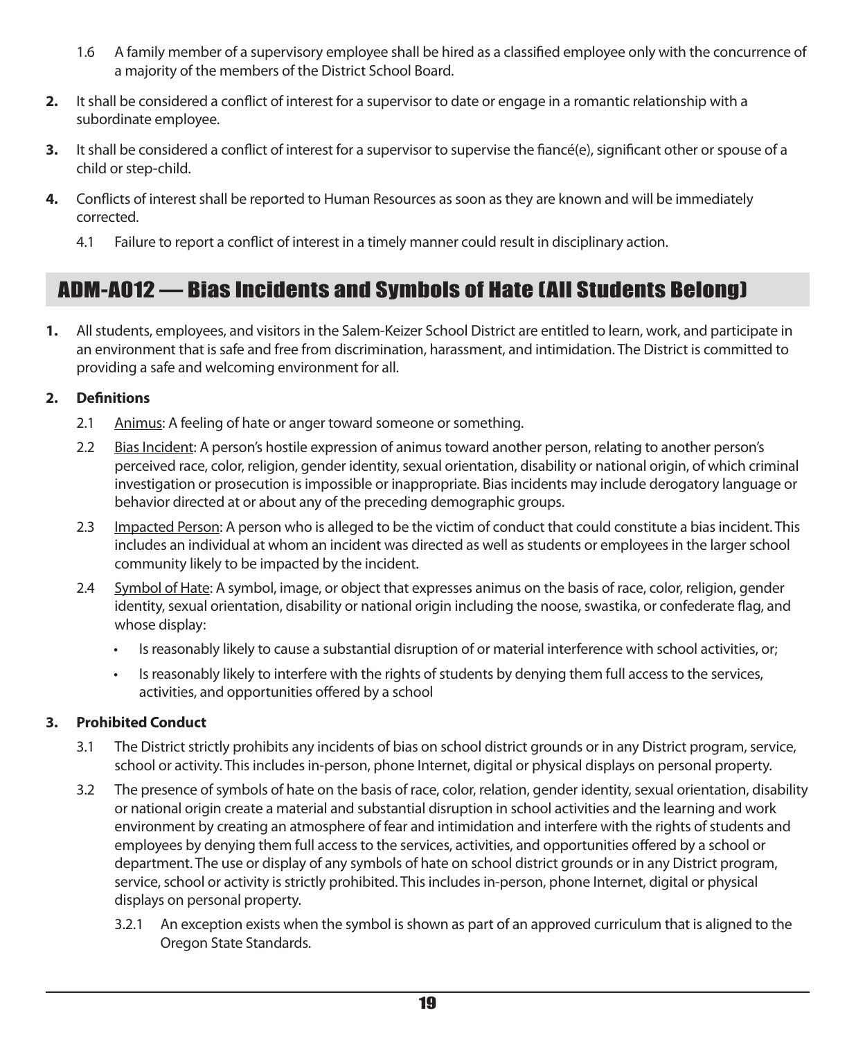1.6 A family member of a supervisory employee shall be hired as a classified employee only with the concurrence of a majority of the members of the District School Board.

**2.** It shall be considered a conflict of interest for a supervisor to date or engage in a romantic relationship with a subordinate employee.

**3.** It shall be considered a conflict of interest for a supervisor to supervise the fiancé(e), significant other or spouse of a child or step-child.

**4.** Conflicts of interest shall be reported to Human Resources as soon as they are known and will be immediately corrected.

4.1 Failure to report a conflict of interest in a timely manner could result in disciplinary action.

## ADM-A012 — Bias Incidents and Symbols of Hate (All Students Belong)

**1.** All students, employees, and visitors in the Salem-Keizer School District are entitled to learn, work, and participate in an environment that is safe and free from discrimination, harassment, and intimidation. The District is committed to providing a safe and welcoming environment for all.

**2. Definitions**

2.1 Animus: A feeling of hate or anger toward someone or something.

2.2 Bias Incident: A person's hostile expression of animus toward another person, relating to another person's perceived race, color, religion, gender identity, sexual orientation, disability or national origin, of which criminal investigation or prosecution is impossible or inappropriate. Bias incidents may include derogatory language or behavior directed at or about any of the preceding demographic groups.

2.3 Impacted Person: A person who is alleged to be the victim of conduct that could constitute a bias incident. This includes an individual at whom an incident was directed as well as students or employees in the larger school community likely to be impacted by the incident.

2.4 Symbol of Hate: A symbol, image, or object that expresses animus on the basis of race, color, religion, gender identity, sexual orientation, disability or national origin including the noose, swastika, or confederate flag, and whose display:

- Is reasonably likely to cause a substantial disruption of or material interference with school activities, or;
- Is reasonably likely to interfere with the rights of students by denying them full access to the services, activities, and opportunities offered by a school

**3. Prohibited Conduct**

3.1 The District strictly prohibits any incidents of bias on school district grounds or in any District program, service, school or activity. This includes in-person, phone Internet, digital or physical displays on personal property.

3.2 The presence of symbols of hate on the basis of race, color, relation, gender identity, sexual orientation, disability or national origin create a material and substantial disruption in school activities and the learning and work environment by creating an atmosphere of fear and intimidation and interfere with the rights of students and employees by denying them full access to the services, activities, and opportunities offered by a school or department. The use or display of any symbols of hate on school district grounds or in any District program, service, school or activity is strictly prohibited. This includes in-person, phone Internet, digital or physical displays on personal property.

3.2.1 An exception exists when the symbol is shown as part of an approved curriculum that is aligned to the Oregon State Standards.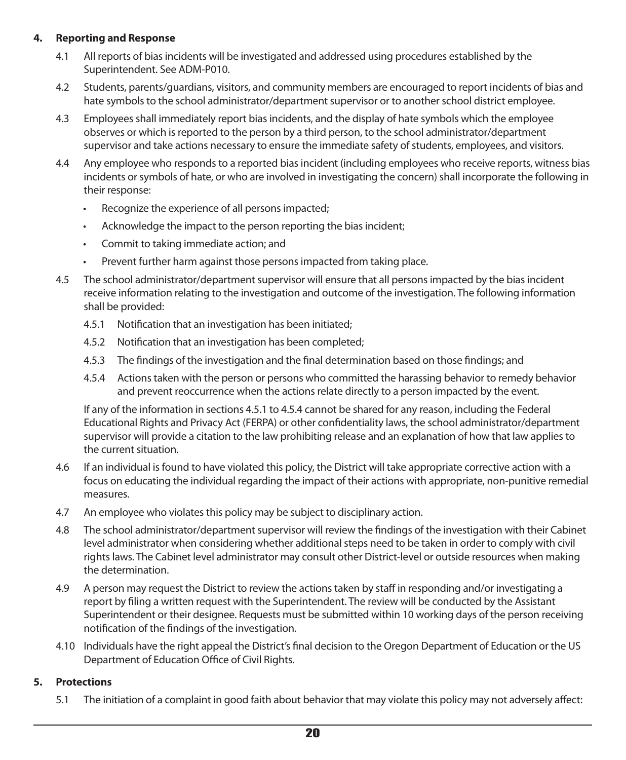## 4. Reporting and Response

4.1 All reports of bias incidents will be investigated and addressed using procedures established by the Superintendent. See ADM-P010.

4.2 Students, parents/guardians, visitors, and community members are encouraged to report incidents of bias and hate symbols to the school administrator/department supervisor or to another school district employee.

4.3 Employees shall immediately report bias incidents, and the display of hate symbols which the employee observes or which is reported to the person by a third person, to the school administrator/department supervisor and take actions necessary to ensure the immediate safety of students, employees, and visitors.

4.4 Any employee who responds to a reported bias incident (including employees who receive reports, witness bias incidents or symbols of hate, or who are involved in investigating the concern) shall incorporate the following in their response:

- Recognize the experience of all persons impacted;
- Acknowledge the impact to the person reporting the bias incident;
- Commit to taking immediate action; and
- Prevent further harm against those persons impacted from taking place.

4.5 The school administrator/department supervisor will ensure that all persons impacted by the bias incident receive information relating to the investigation and outcome of the investigation. The following information shall be provided:

4.5.1 Notification that an investigation has been initiated;

4.5.2 Notification that an investigation has been completed;

4.5.3 The findings of the investigation and the final determination based on those findings; and

4.5.4 Actions taken with the person or persons who committed the harassing behavior to remedy behavior and prevent reoccurrence when the actions relate directly to a person impacted by the event.

If any of the information in sections 4.5.1 to 4.5.4 cannot be shared for any reason, including the Federal Educational Rights and Privacy Act (FERPA) or other confidentiality laws, the school administrator/department supervisor will provide a citation to the law prohibiting release and an explanation of how that law applies to the current situation.

4.6 If an individual is found to have violated this policy, the District will take appropriate corrective action with a focus on educating the individual regarding the impact of their actions with appropriate, non-punitive remedial measures.

4.7 An employee who violates this policy may be subject to disciplinary action.

4.8 The school administrator/department supervisor will review the findings of the investigation with their Cabinet level administrator when considering whether additional steps need to be taken in order to comply with civil rights laws. The Cabinet level administrator may consult other District-level or outside resources when making the determination.

4.9 A person may request the District to review the actions taken by staff in responding and/or investigating a report by filing a written request with the Superintendent. The review will be conducted by the Assistant Superintendent or their designee. Requests must be submitted within 10 working days of the person receiving notification of the findings of the investigation.

4.10 Individuals have the right appeal the District's final decision to the Oregon Department of Education or the US Department of Education Office of Civil Rights.

## 5. Protections

5.1 The initiation of a complaint in good faith about behavior that may violate this policy may not adversely affect: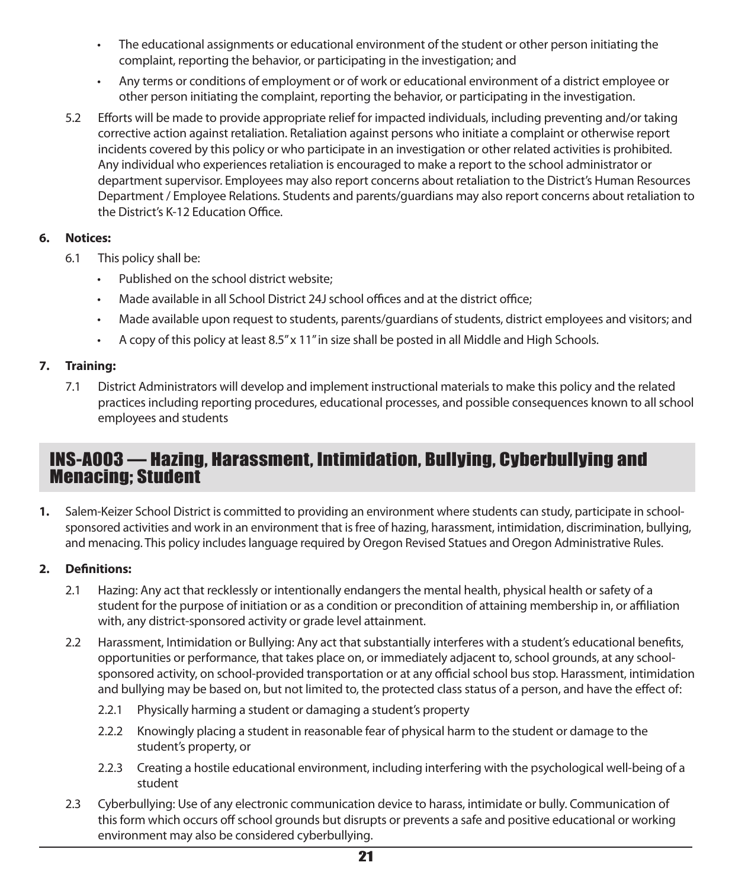- The educational assignments or educational environment of the student or other person initiating the complaint, reporting the behavior, or participating in the investigation; and
- Any terms or conditions of employment or of work or educational environment of a district employee or other person initiating the complaint, reporting the behavior, or participating in the investigation.

5.2 Efforts will be made to provide appropriate relief for impacted individuals, including preventing and/or taking corrective action against retaliation. Retaliation against persons who initiate a complaint or otherwise report incidents covered by this policy or who participate in an investigation or other related activities is prohibited. Any individual who experiences retaliation is encouraged to make a report to the school administrator or department supervisor. Employees may also report concerns about retaliation to the District's Human Resources Department / Employee Relations. Students and parents/guardians may also report concerns about retaliation to the District's K-12 Education Office.

**6. Notices:**

6.1 This policy shall be:

- Published on the school district website;
- Made available in all School District 24J school offices and at the district office;
- Made available upon request to students, parents/guardians of students, district employees and visitors; and
- A copy of this policy at least 8.5" x 11" in size shall be posted in all Middle and High Schools.

**7. Training:**

7.1 District Administrators will develop and implement instructional materials to make this policy and the related practices including reporting procedures, educational processes, and possible consequences known to all school employees and students

## INS-A003 — Hazing, Harassment, Intimidation, Bullying, Cyberbullying and Menacing; Student

**1.** Salem-Keizer School District is committed to providing an environment where students can study, participate in school-sponsored activities and work in an environment that is free of hazing, harassment, intimidation, discrimination, bullying, and menacing. This policy includes language required by Oregon Revised Statues and Oregon Administrative Rules.

**2. Definitions:**

2.1 Hazing: Any act that recklessly or intentionally endangers the mental health, physical health or safety of a student for the purpose of initiation or as a condition or precondition of attaining membership in, or affiliation with, any district-sponsored activity or grade level attainment.

2.2 Harassment, Intimidation or Bullying: Any act that substantially interferes with a student's educational benefits, opportunities or performance, that takes place on, or immediately adjacent to, school grounds, at any school-sponsored activity, on school-provided transportation or at any official school bus stop. Harassment, intimidation and bullying may be based on, but not limited to, the protected class status of a person, and have the effect of:

2.2.1 Physically harming a student or damaging a student's property

2.2.2 Knowingly placing a student in reasonable fear of physical harm to the student or damage to the student's property, or

2.2.3 Creating a hostile educational environment, including interfering with the psychological well-being of a student

2.3 Cyberbullying: Use of any electronic communication device to harass, intimidate or bully. Communication of this form which occurs off school grounds but disrupts or prevents a safe and positive educational or working environment may also be considered cyberbullying.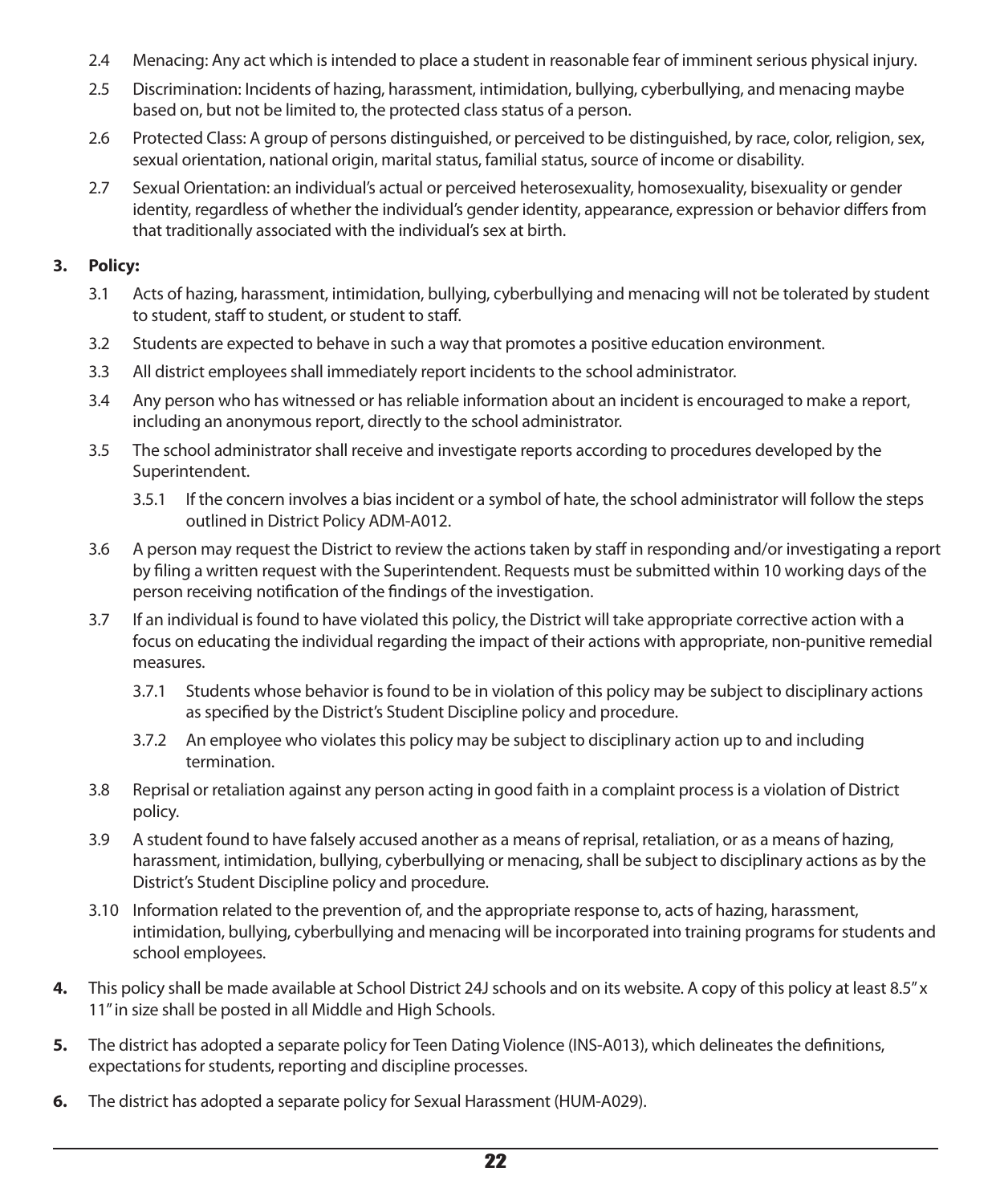2.4 Menacing: Any act which is intended to place a student in reasonable fear of imminent serious physical injury.

2.5 Discrimination: Incidents of hazing, harassment, intimidation, bullying, cyberbullying, and menacing maybe based on, but not be limited to, the protected class status of a person.

2.6 Protected Class: A group of persons distinguished, or perceived to be distinguished, by race, color, religion, sex, sexual orientation, national origin, marital status, familial status, source of income or disability.

2.7 Sexual Orientation: an individual's actual or perceived heterosexuality, homosexuality, bisexuality or gender identity, regardless of whether the individual's gender identity, appearance, expression or behavior differs from that traditionally associated with the individual's sex at birth.

**3. Policy:**

3.1 Acts of hazing, harassment, intimidation, bullying, cyberbullying and menacing will not be tolerated by student to student, staff to student, or student to staff.

3.2 Students are expected to behave in such a way that promotes a positive education environment.

3.3 All district employees shall immediately report incidents to the school administrator.

3.4 Any person who has witnessed or has reliable information about an incident is encouraged to make a report, including an anonymous report, directly to the school administrator.

3.5 The school administrator shall receive and investigate reports according to procedures developed by the Superintendent.

3.5.1 If the concern involves a bias incident or a symbol of hate, the school administrator will follow the steps outlined in District Policy ADM-A012.

3.6 A person may request the District to review the actions taken by staff in responding and/or investigating a report by filing a written request with the Superintendent. Requests must be submitted within 10 working days of the person receiving notification of the findings of the investigation.

3.7 If an individual is found to have violated this policy, the District will take appropriate corrective action with a focus on educating the individual regarding the impact of their actions with appropriate, non-punitive remedial measures.

3.7.1 Students whose behavior is found to be in violation of this policy may be subject to disciplinary actions as specified by the District's Student Discipline policy and procedure.

3.7.2 An employee who violates this policy may be subject to disciplinary action up to and including termination.

3.8 Reprisal or retaliation against any person acting in good faith in a complaint process is a violation of District policy.

3.9 A student found to have falsely accused another as a means of reprisal, retaliation, or as a means of hazing, harassment, intimidation, bullying, cyberbullying or menacing, shall be subject to disciplinary actions as by the District's Student Discipline policy and procedure.

3.10 Information related to the prevention of, and the appropriate response to, acts of hazing, harassment, intimidation, bullying, cyberbullying and menacing will be incorporated into training programs for students and school employees.

**4.** This policy shall be made available at School District 24J schools and on its website. A copy of this policy at least 8.5" x 11" in size shall be posted in all Middle and High Schools.

**5.** The district has adopted a separate policy for Teen Dating Violence (INS-A013), which delineates the definitions, expectations for students, reporting and discipline processes.

**6.** The district has adopted a separate policy for Sexual Harassment (HUM-A029).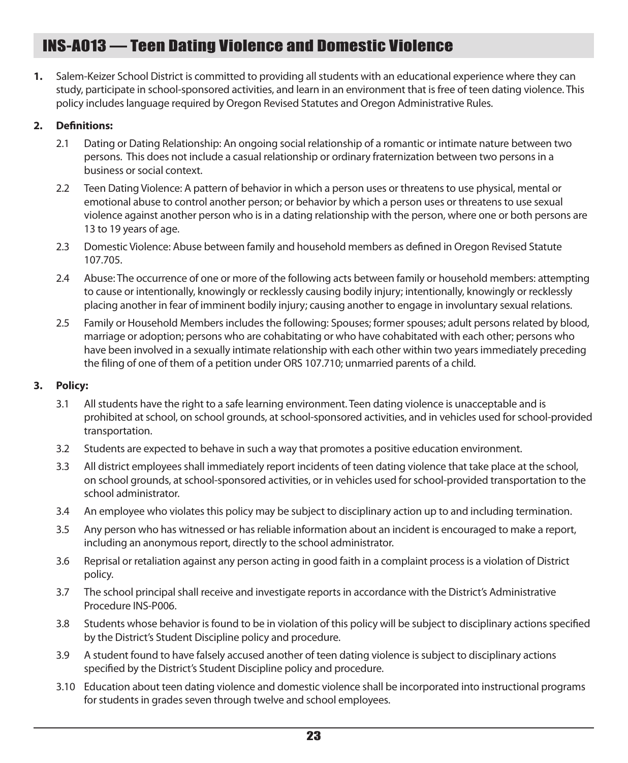# INS-A013 — Teen Dating Violence and Domestic Violence

**1.** Salem-Keizer School District is committed to providing all students with an educational experience where they can study, participate in school-sponsored activities, and learn in an environment that is free of teen dating violence. This policy includes language required by Oregon Revised Statutes and Oregon Administrative Rules.

**2. Definitions:**

2.1 Dating or Dating Relationship: An ongoing social relationship of a romantic or intimate nature between two persons. This does not include a casual relationship or ordinary fraternization between two persons in a business or social context.

2.2 Teen Dating Violence: A pattern of behavior in which a person uses or threatens to use physical, mental or emotional abuse to control another person; or behavior by which a person uses or threatens to use sexual violence against another person who is in a dating relationship with the person, where one or both persons are 13 to 19 years of age.

2.3 Domestic Violence: Abuse between family and household members as defined in Oregon Revised Statute 107.705.

2.4 Abuse: The occurrence of one or more of the following acts between family or household members: attempting to cause or intentionally, knowingly or recklessly causing bodily injury; intentionally, knowingly or recklessly placing another in fear of imminent bodily injury; causing another to engage in involuntary sexual relations.

2.5 Family or Household Members includes the following: Spouses; former spouses; adult persons related by blood, marriage or adoption; persons who are cohabitating or who have cohabitated with each other; persons who have been involved in a sexually intimate relationship with each other within two years immediately preceding the filing of one of them of a petition under ORS 107.710; unmarried parents of a child.

**3. Policy:**

3.1 All students have the right to a safe learning environment. Teen dating violence is unacceptable and is prohibited at school, on school grounds, at school-sponsored activities, and in vehicles used for school-provided transportation.

3.2 Students are expected to behave in such a way that promotes a positive education environment.

3.3 All district employees shall immediately report incidents of teen dating violence that take place at the school, on school grounds, at school-sponsored activities, or in vehicles used for school-provided transportation to the school administrator.

3.4 An employee who violates this policy may be subject to disciplinary action up to and including termination.

3.5 Any person who has witnessed or has reliable information about an incident is encouraged to make a report, including an anonymous report, directly to the school administrator.

3.6 Reprisal or retaliation against any person acting in good faith in a complaint process is a violation of District policy.

3.7 The school principal shall receive and investigate reports in accordance with the District's Administrative Procedure INS-P006.

3.8 Students whose behavior is found to be in violation of this policy will be subject to disciplinary actions specified by the District's Student Discipline policy and procedure.

3.9 A student found to have falsely accused another of teen dating violence is subject to disciplinary actions specified by the District's Student Discipline policy and procedure.

3.10 Education about teen dating violence and domestic violence shall be incorporated into instructional programs for students in grades seven through twelve and school employees.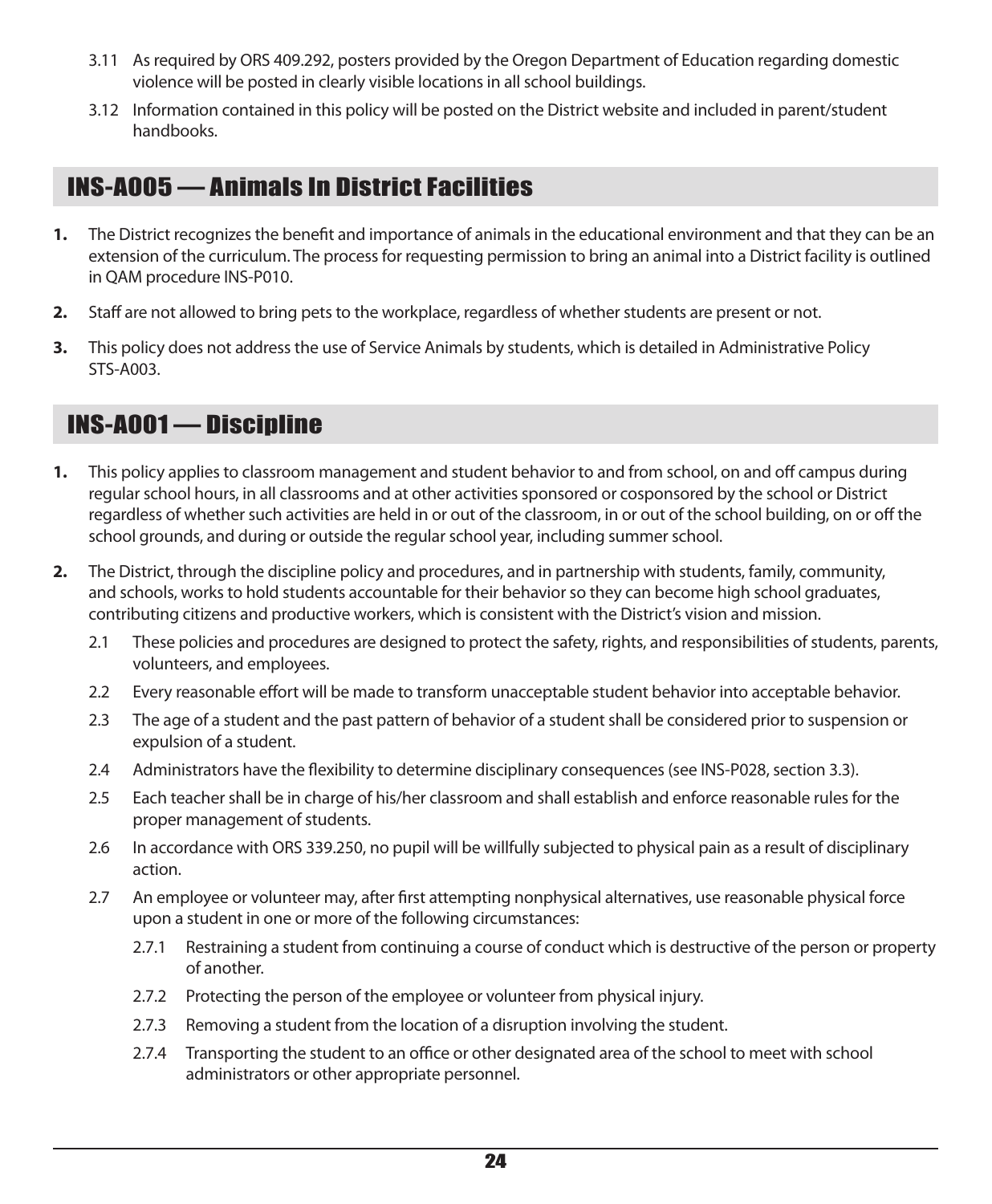3.11 As required by ORS 409.292, posters provided by the Oregon Department of Education regarding domestic violence will be posted in clearly visible locations in all school buildings.

3.12 Information contained in this policy will be posted on the District website and included in parent/student handbooks.

## INS-A005 — Animals In District Facilities

**1.** The District recognizes the benefit and importance of animals in the educational environment and that they can be an extension of the curriculum. The process for requesting permission to bring an animal into a District facility is outlined in QAM procedure INS-P010.

**2.** Staff are not allowed to bring pets to the workplace, regardless of whether students are present or not.

**3.** This policy does not address the use of Service Animals by students, which is detailed in Administrative Policy STS-A003.

## INS-A001 — Discipline

**1.** This policy applies to classroom management and student behavior to and from school, on and off campus during regular school hours, in all classrooms and at other activities sponsored or cosponsored by the school or District regardless of whether such activities are held in or out of the classroom, in or out of the school building, on or off the school grounds, and during or outside the regular school year, including summer school.

**2.** The District, through the discipline policy and procedures, and in partnership with students, family, community, and schools, works to hold students accountable for their behavior so they can become high school graduates, contributing citizens and productive workers, which is consistent with the District's vision and mission.

2.1 These policies and procedures are designed to protect the safety, rights, and responsibilities of students, parents, volunteers, and employees.

2.2 Every reasonable effort will be made to transform unacceptable student behavior into acceptable behavior.

2.3 The age of a student and the past pattern of behavior of a student shall be considered prior to suspension or expulsion of a student.

2.4 Administrators have the flexibility to determine disciplinary consequences (see INS-P028, section 3.3).

2.5 Each teacher shall be in charge of his/her classroom and shall establish and enforce reasonable rules for the proper management of students.

2.6 In accordance with ORS 339.250, no pupil will be willfully subjected to physical pain as a result of disciplinary action.

2.7 An employee or volunteer may, after first attempting nonphysical alternatives, use reasonable physical force upon a student in one or more of the following circumstances:

2.7.1 Restraining a student from continuing a course of conduct which is destructive of the person or property of another.

2.7.2 Protecting the person of the employee or volunteer from physical injury.

2.7.3 Removing a student from the location of a disruption involving the student.

2.7.4 Transporting the student to an office or other designated area of the school to meet with school administrators or other appropriate personnel.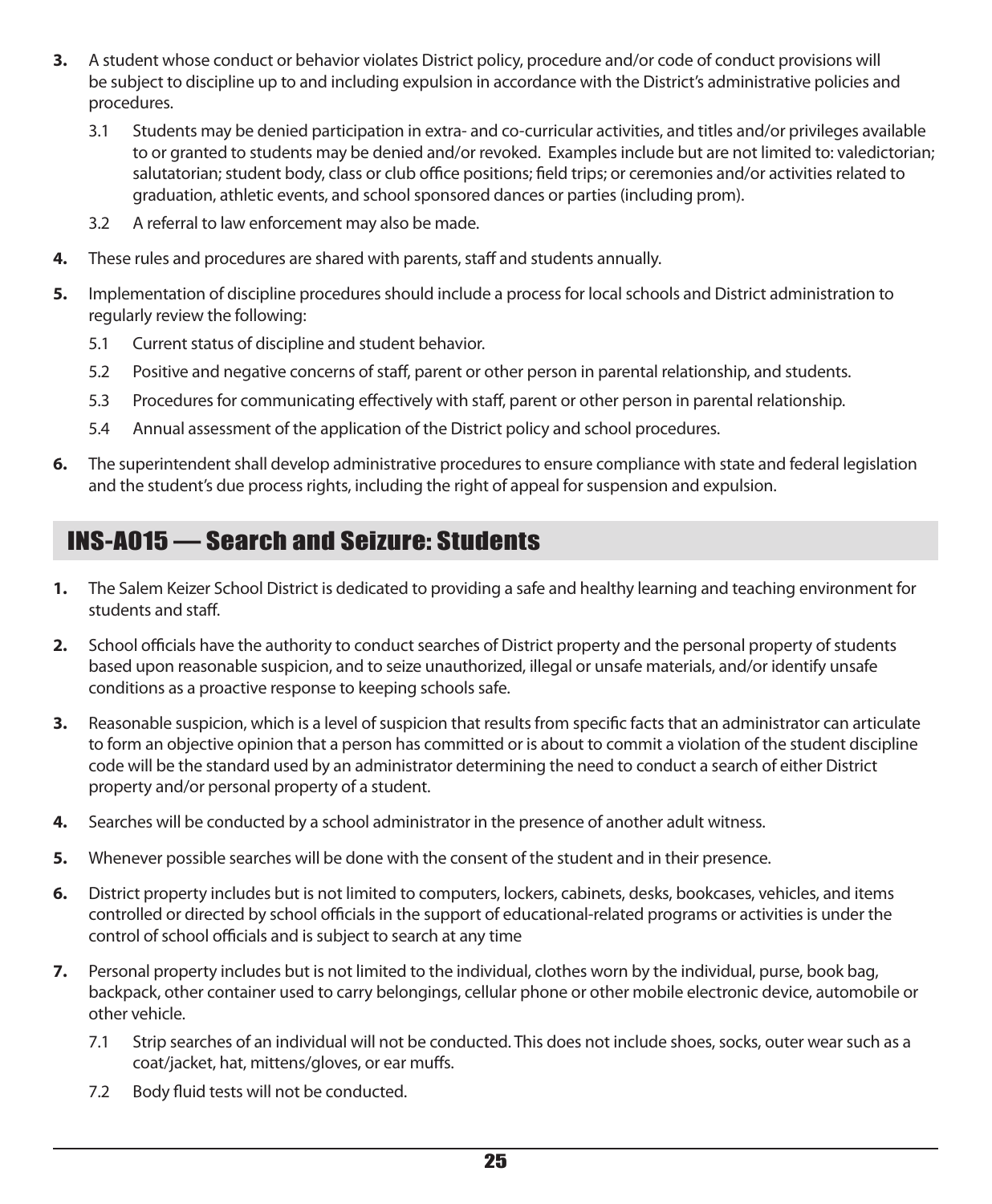3. A student whose conduct or behavior violates District policy, procedure and/or code of conduct provisions will be subject to discipline up to and including expulsion in accordance with the District's administrative policies and procedures.
   - 3.1 Students may be denied participation in extra- and co-curricular activities, and titles and/or privileges available to or granted to students may be denied and/or revoked. Examples include but are not limited to: valedictorian; salutatorian; student body, class or club office positions; field trips; or ceremonies and/or activities related to graduation, athletic events, and school sponsored dances or parties (including prom).
   - 3.2 A referral to law enforcement may also be made.
4. These rules and procedures are shared with parents, staff and students annually.
5. Implementation of discipline procedures should include a process for local schools and District administration to regularly review the following:
   - 5.1 Current status of discipline and student behavior.
   - 5.2 Positive and negative concerns of staff, parent or other person in parental relationship, and students.
   - 5.3 Procedures for communicating effectively with staff, parent or other person in parental relationship.
   - 5.4 Annual assessment of the application of the District policy and school procedures.
6. The superintendent shall develop administrative procedures to ensure compliance with state and federal legislation and the student's due process rights, including the right of appeal for suspension and expulsion.

## INS-A015 — Search and Seizure: Students

1. The Salem Keizer School District is dedicated to providing a safe and healthy learning and teaching environment for students and staff.
2. School officials have the authority to conduct searches of District property and the personal property of students based upon reasonable suspicion, and to seize unauthorized, illegal or unsafe materials, and/or identify unsafe conditions as a proactive response to keeping schools safe.
3. Reasonable suspicion, which is a level of suspicion that results from specific facts that an administrator can articulate to form an objective opinion that a person has committed or is about to commit a violation of the student discipline code will be the standard used by an administrator determining the need to conduct a search of either District property and/or personal property of a student.
4. Searches will be conducted by a school administrator in the presence of another adult witness.
5. Whenever possible searches will be done with the consent of the student and in their presence.
6. District property includes but is not limited to computers, lockers, cabinets, desks, bookcases, vehicles, and items controlled or directed by school officials in the support of educational-related programs or activities is under the control of school officials and is subject to search at any time
7. Personal property includes but is not limited to the individual, clothes worn by the individual, purse, book bag, backpack, other container used to carry belongings, cellular phone or other mobile electronic device, automobile or other vehicle.
   - 7.1 Strip searches of an individual will not be conducted. This does not include shoes, socks, outer wear such as a coat/jacket, hat, mittens/gloves, or ear muffs.
   - 7.2 Body fluid tests will not be conducted.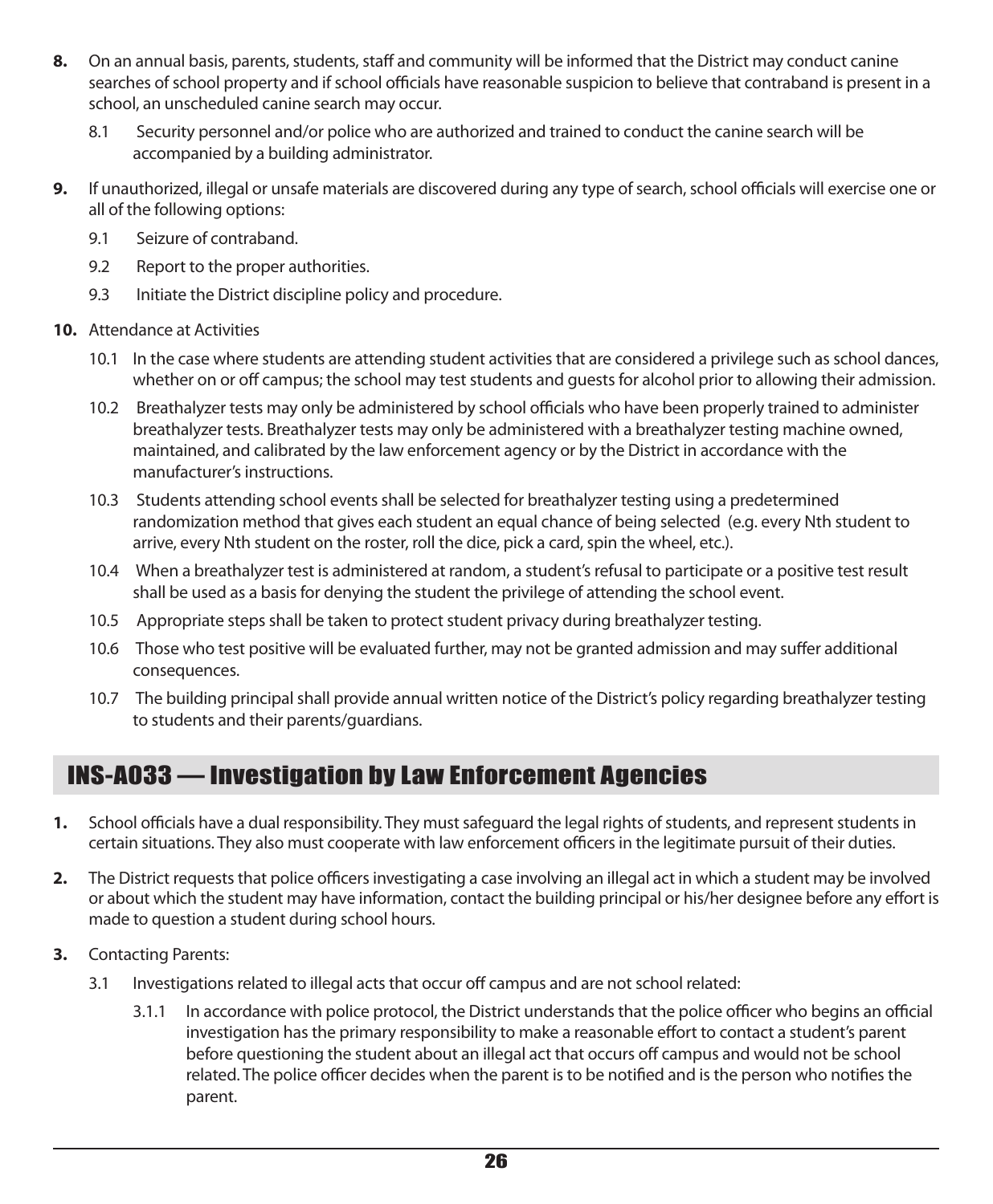**8.** On an annual basis, parents, students, staff and community will be informed that the District may conduct canine searches of school property and if school officials have reasonable suspicion to believe that contraband is present in a school, an unscheduled canine search may occur.

8.1 Security personnel and/or police who are authorized and trained to conduct the canine search will be accompanied by a building administrator.

**9.** If unauthorized, illegal or unsafe materials are discovered during any type of search, school officials will exercise one or all of the following options:

9.1 Seizure of contraband.

9.2 Report to the proper authorities.

9.3 Initiate the District discipline policy and procedure.

**10.** Attendance at Activities

10.1 In the case where students are attending student activities that are considered a privilege such as school dances, whether on or off campus; the school may test students and guests for alcohol prior to allowing their admission.

10.2 Breathalyzer tests may only be administered by school officials who have been properly trained to administer breathalyzer tests. Breathalyzer tests may only be administered with a breathalyzer testing machine owned, maintained, and calibrated by the law enforcement agency or by the District in accordance with the manufacturer's instructions.

10.3 Students attending school events shall be selected for breathalyzer testing using a predetermined randomization method that gives each student an equal chance of being selected (e.g. every Nth student to arrive, every Nth student on the roster, roll the dice, pick a card, spin the wheel, etc.).

10.4 When a breathalyzer test is administered at random, a student's refusal to participate or a positive test result shall be used as a basis for denying the student the privilege of attending the school event.

10.5 Appropriate steps shall be taken to protect student privacy during breathalyzer testing.

10.6 Those who test positive will be evaluated further, may not be granted admission and may suffer additional consequences.

10.7 The building principal shall provide annual written notice of the District's policy regarding breathalyzer testing to students and their parents/guardians.

## INS-A033 — Investigation by Law Enforcement Agencies

**1.** School officials have a dual responsibility. They must safeguard the legal rights of students, and represent students in certain situations. They also must cooperate with law enforcement officers in the legitimate pursuit of their duties.

**2.** The District requests that police officers investigating a case involving an illegal act in which a student may be involved or about which the student may have information, contact the building principal or his/her designee before any effort is made to question a student during school hours.

**3.** Contacting Parents:

3.1 Investigations related to illegal acts that occur off campus and are not school related:

3.1.1 In accordance with police protocol, the District understands that the police officer who begins an official investigation has the primary responsibility to make a reasonable effort to contact a student's parent before questioning the student about an illegal act that occurs off campus and would not be school related. The police officer decides when the parent is to be notified and is the person who notifies the parent.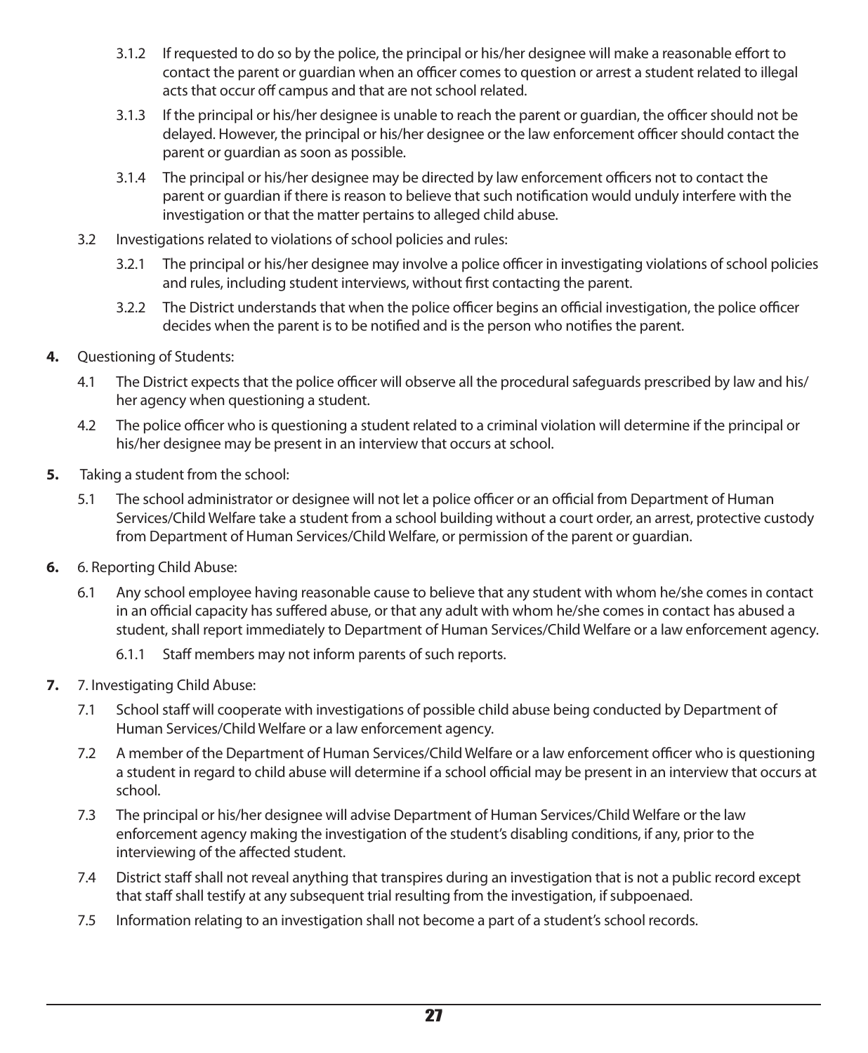3.1.2 If requested to do so by the police, the principal or his/her designee will make a reasonable effort to contact the parent or guardian when an officer comes to question or arrest a student related to illegal acts that occur off campus and that are not school related.

3.1.3 If the principal or his/her designee is unable to reach the parent or guardian, the officer should not be delayed. However, the principal or his/her designee or the law enforcement officer should contact the parent or guardian as soon as possible.

3.1.4 The principal or his/her designee may be directed by law enforcement officers not to contact the parent or guardian if there is reason to believe that such notification would unduly interfere with the investigation or that the matter pertains to alleged child abuse.

3.2 Investigations related to violations of school policies and rules:

3.2.1 The principal or his/her designee may involve a police officer in investigating violations of school policies and rules, including student interviews, without first contacting the parent.

3.2.2 The District understands that when the police officer begins an official investigation, the police officer decides when the parent is to be notified and is the person who notifies the parent.

**4.** Questioning of Students:

4.1 The District expects that the police officer will observe all the procedural safeguards prescribed by law and his/her agency when questioning a student.

4.2 The police officer who is questioning a student related to a criminal violation will determine if the principal or his/her designee may be present in an interview that occurs at school.

**5.** Taking a student from the school:

5.1 The school administrator or designee will not let a police officer or an official from Department of Human Services/Child Welfare take a student from a school building without a court order, an arrest, protective custody from Department of Human Services/Child Welfare, or permission of the parent or guardian.

**6.** 6. Reporting Child Abuse:

6.1 Any school employee having reasonable cause to believe that any student with whom he/she comes in contact in an official capacity has suffered abuse, or that any adult with whom he/she comes in contact has abused a student, shall report immediately to Department of Human Services/Child Welfare or a law enforcement agency.

6.1.1 Staff members may not inform parents of such reports.

**7.** 7. Investigating Child Abuse:

7.1 School staff will cooperate with investigations of possible child abuse being conducted by Department of Human Services/Child Welfare or a law enforcement agency.

7.2 A member of the Department of Human Services/Child Welfare or a law enforcement officer who is questioning a student in regard to child abuse will determine if a school official may be present in an interview that occurs at school.

7.3 The principal or his/her designee will advise Department of Human Services/Child Welfare or the law enforcement agency making the investigation of the student's disabling conditions, if any, prior to the interviewing of the affected student.

7.4 District staff shall not reveal anything that transpires during an investigation that is not a public record except that staff shall testify at any subsequent trial resulting from the investigation, if subpoenaed.

7.5 Information relating to an investigation shall not become a part of a student's school records.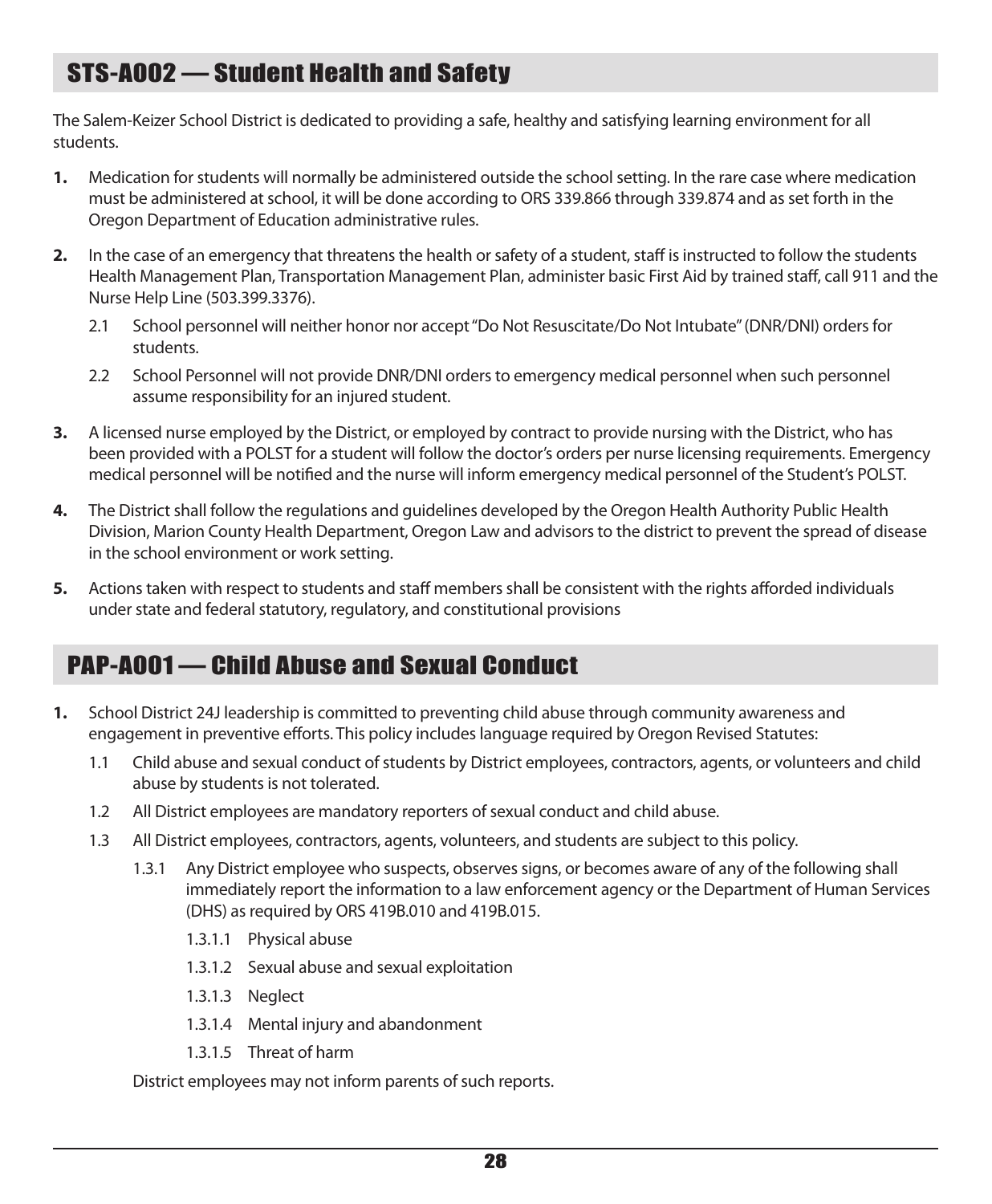## STS-A002 — Student Health and Safety

The Salem-Keizer School District is dedicated to providing a safe, healthy and satisfying learning environment for all students.

1. Medication for students will normally be administered outside the school setting. In the rare case where medication must be administered at school, it will be done according to ORS 339.866 through 339.874 and as set forth in the Oregon Department of Education administrative rules.

2. In the case of an emergency that threatens the health or safety of a student, staff is instructed to follow the students Health Management Plan, Transportation Management Plan, administer basic First Aid by trained staff, call 911 and the Nurse Help Line (503.399.3376).

   2.1 School personnel will neither honor nor accept "Do Not Resuscitate/Do Not Intubate" (DNR/DNI) orders for students.

   2.2 School Personnel will not provide DNR/DNI orders to emergency medical personnel when such personnel assume responsibility for an injured student.

3. A licensed nurse employed by the District, or employed by contract to provide nursing with the District, who has been provided with a POLST for a student will follow the doctor's orders per nurse licensing requirements. Emergency medical personnel will be notified and the nurse will inform emergency medical personnel of the Student's POLST.

4. The District shall follow the regulations and guidelines developed by the Oregon Health Authority Public Health Division, Marion County Health Department, Oregon Law and advisors to the district to prevent the spread of disease in the school environment or work setting.

5. Actions taken with respect to students and staff members shall be consistent with the rights afforded individuals under state and federal statutory, regulatory, and constitutional provisions

## PAP-A001 — Child Abuse and Sexual Conduct

1. School District 24J leadership is committed to preventing child abuse through community awareness and engagement in preventive efforts. This policy includes language required by Oregon Revised Statutes:

   1.1 Child abuse and sexual conduct of students by District employees, contractors, agents, or volunteers and child abuse by students is not tolerated.

   1.2 All District employees are mandatory reporters of sexual conduct and child abuse.

   1.3 All District employees, contractors, agents, volunteers, and students are subject to this policy.

      1.3.1 Any District employee who suspects, observes signs, or becomes aware of any of the following shall immediately report the information to a law enforcement agency or the Department of Human Services (DHS) as required by ORS 419B.010 and 419B.015.

         1.3.1.1 Physical abuse

         1.3.1.2 Sexual abuse and sexual exploitation

         1.3.1.3 Neglect

         1.3.1.4 Mental injury and abandonment

         1.3.1.5 Threat of harm

   District employees may not inform parents of such reports.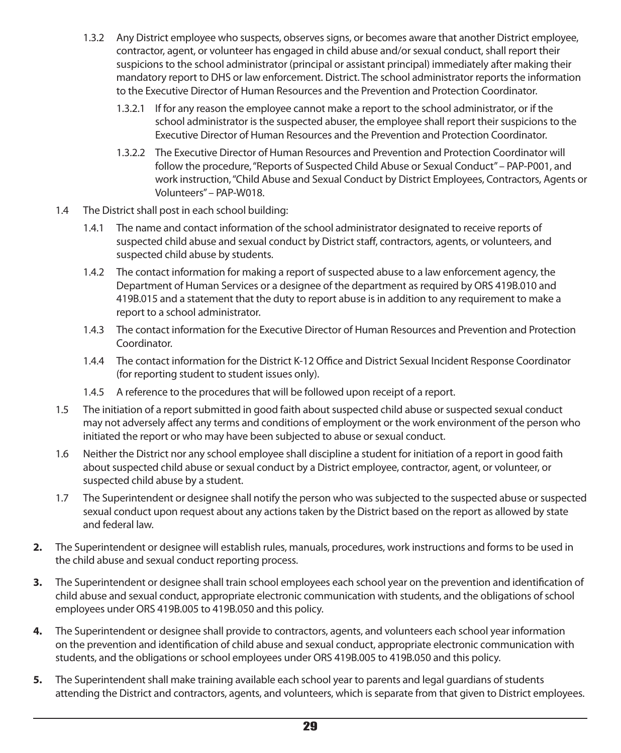1.3.2 Any District employee who suspects, observes signs, or becomes aware that another District employee, contractor, agent, or volunteer has engaged in child abuse and/or sexual conduct, shall report their suspicions to the school administrator (principal or assistant principal) immediately after making their mandatory report to DHS or law enforcement. District. The school administrator reports the information to the Executive Director of Human Resources and the Prevention and Protection Coordinator.

1.3.2.1 If for any reason the employee cannot make a report to the school administrator, or if the school administrator is the suspected abuser, the employee shall report their suspicions to the Executive Director of Human Resources and the Prevention and Protection Coordinator.

1.3.2.2 The Executive Director of Human Resources and Prevention and Protection Coordinator will follow the procedure, "Reports of Suspected Child Abuse or Sexual Conduct" – PAP-P001, and work instruction, "Child Abuse and Sexual Conduct by District Employees, Contractors, Agents or Volunteers" – PAP-W018.

1.4 The District shall post in each school building:

1.4.1 The name and contact information of the school administrator designated to receive reports of suspected child abuse and sexual conduct by District staff, contractors, agents, or volunteers, and suspected child abuse by students.

1.4.2 The contact information for making a report of suspected abuse to a law enforcement agency, the Department of Human Services or a designee of the department as required by ORS 419B.010 and 419B.015 and a statement that the duty to report abuse is in addition to any requirement to make a report to a school administrator.

1.4.3 The contact information for the Executive Director of Human Resources and Prevention and Protection Coordinator.

1.4.4 The contact information for the District K-12 Office and District Sexual Incident Response Coordinator (for reporting student to student issues only).

1.4.5 A reference to the procedures that will be followed upon receipt of a report.

1.5 The initiation of a report submitted in good faith about suspected child abuse or suspected sexual conduct may not adversely affect any terms and conditions of employment or the work environment of the person who initiated the report or who may have been subjected to abuse or sexual conduct.

1.6 Neither the District nor any school employee shall discipline a student for initiation of a report in good faith about suspected child abuse or sexual conduct by a District employee, contractor, agent, or volunteer, or suspected child abuse by a student.

1.7 The Superintendent or designee shall notify the person who was subjected to the suspected abuse or suspected sexual conduct upon request about any actions taken by the District based on the report as allowed by state and federal law.

**2.** The Superintendent or designee will establish rules, manuals, procedures, work instructions and forms to be used in the child abuse and sexual conduct reporting process.

**3.** The Superintendent or designee shall train school employees each school year on the prevention and identification of child abuse and sexual conduct, appropriate electronic communication with students, and the obligations of school employees under ORS 419B.005 to 419B.050 and this policy.

**4.** The Superintendent or designee shall provide to contractors, agents, and volunteers each school year information on the prevention and identification of child abuse and sexual conduct, appropriate electronic communication with students, and the obligations or school employees under ORS 419B.005 to 419B.050 and this policy.

**5.** The Superintendent shall make training available each school year to parents and legal guardians of students attending the District and contractors, agents, and volunteers, which is separate from that given to District employees.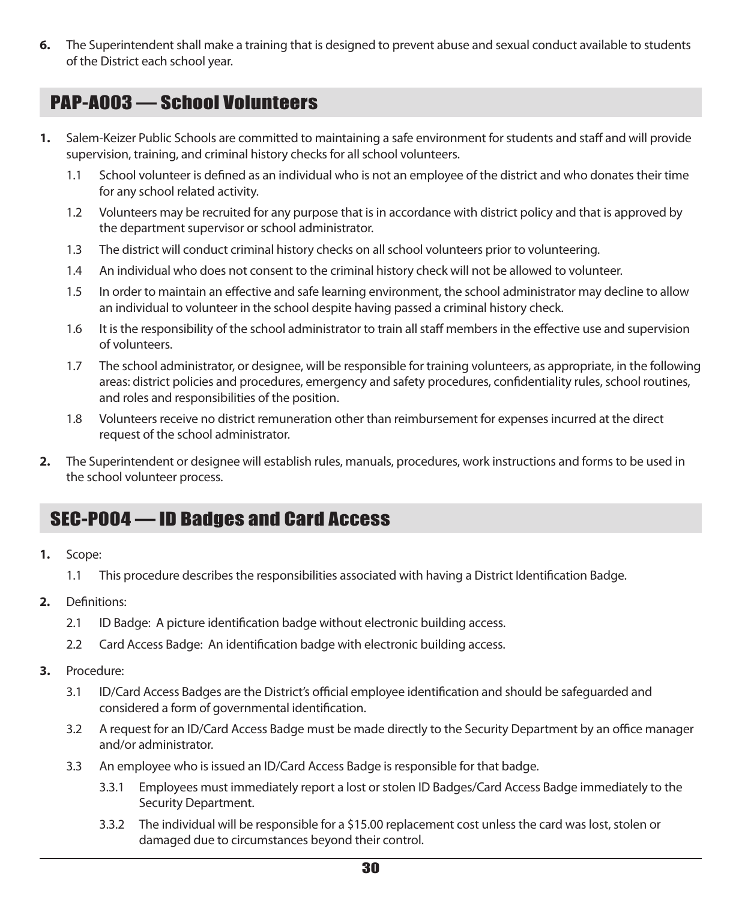**6.** The Superintendent shall make a training that is designed to prevent abuse and sexual conduct available to students of the District each school year.

## PAP-A003 — School Volunteers

**1.** Salem-Keizer Public Schools are committed to maintaining a safe environment for students and staff and will provide supervision, training, and criminal history checks for all school volunteers.

- 1.1 School volunteer is defined as an individual who is not an employee of the district and who donates their time for any school related activity.
- 1.2 Volunteers may be recruited for any purpose that is in accordance with district policy and that is approved by the department supervisor or school administrator.
- 1.3 The district will conduct criminal history checks on all school volunteers prior to volunteering.
- 1.4 An individual who does not consent to the criminal history check will not be allowed to volunteer.
- 1.5 In order to maintain an effective and safe learning environment, the school administrator may decline to allow an individual to volunteer in the school despite having passed a criminal history check.
- 1.6 It is the responsibility of the school administrator to train all staff members in the effective use and supervision of volunteers.
- 1.7 The school administrator, or designee, will be responsible for training volunteers, as appropriate, in the following areas: district policies and procedures, emergency and safety procedures, confidentiality rules, school routines, and roles and responsibilities of the position.
- 1.8 Volunteers receive no district remuneration other than reimbursement for expenses incurred at the direct request of the school administrator.

**2.** The Superintendent or designee will establish rules, manuals, procedures, work instructions and forms to be used in the school volunteer process.

## SEC-P004 — ID Badges and Card Access

**1.** Scope:

- 1.1 This procedure describes the responsibilities associated with having a District Identification Badge.

**2.** Definitions:

- 2.1 ID Badge: A picture identification badge without electronic building access.
- 2.2 Card Access Badge: An identification badge with electronic building access.

**3.** Procedure:

- 3.1 ID/Card Access Badges are the District's official employee identification and should be safeguarded and considered a form of governmental identification.
- 3.2 A request for an ID/Card Access Badge must be made directly to the Security Department by an office manager and/or administrator.
- 3.3 An employee who is issued an ID/Card Access Badge is responsible for that badge.
  - 3.3.1 Employees must immediately report a lost or stolen ID Badges/Card Access Badge immediately to the Security Department.
  - 3.3.2 The individual will be responsible for a $15.00 replacement cost unless the card was lost, stolen or damaged due to circumstances beyond their control.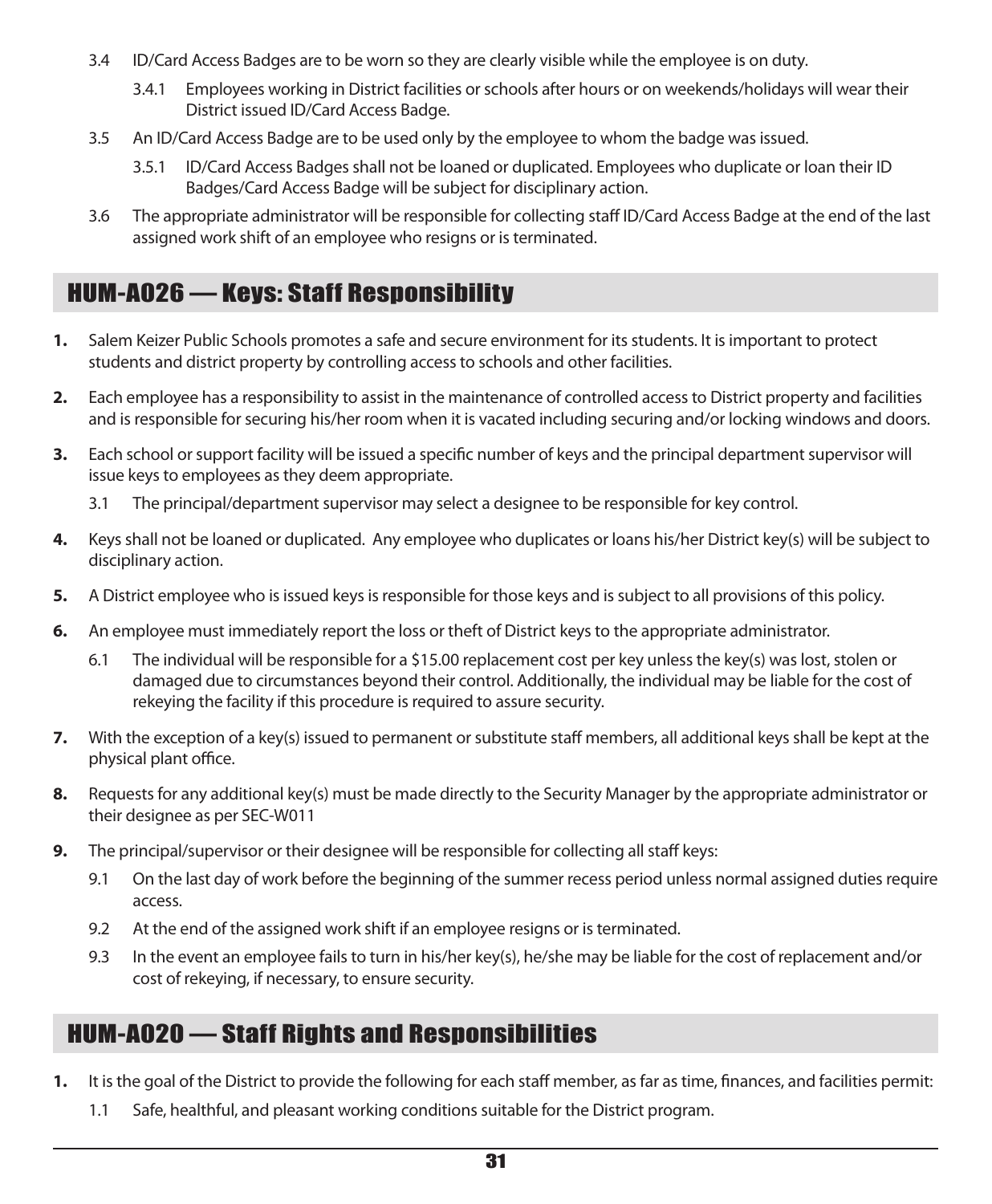3.4 ID/Card Access Badges are to be worn so they are clearly visible while the employee is on duty.

3.4.1 Employees working in District facilities or schools after hours or on weekends/holidays will wear their District issued ID/Card Access Badge.

3.5 An ID/Card Access Badge are to be used only by the employee to whom the badge was issued.

3.5.1 ID/Card Access Badges shall not be loaned or duplicated. Employees who duplicate or loan their ID Badges/Card Access Badge will be subject for disciplinary action.

3.6 The appropriate administrator will be responsible for collecting staff ID/Card Access Badge at the end of the last assigned work shift of an employee who resigns or is terminated.

## HUM-A026 — Keys: Staff Responsibility

**1.** Salem Keizer Public Schools promotes a safe and secure environment for its students. It is important to protect students and district property by controlling access to schools and other facilities.

**2.** Each employee has a responsibility to assist in the maintenance of controlled access to District property and facilities and is responsible for securing his/her room when it is vacated including securing and/or locking windows and doors.

**3.** Each school or support facility will be issued a specific number of keys and the principal department supervisor will issue keys to employees as they deem appropriate.

3.1 The principal/department supervisor may select a designee to be responsible for key control.

**4.** Keys shall not be loaned or duplicated. Any employee who duplicates or loans his/her District key(s) will be subject to disciplinary action.

**5.** A District employee who is issued keys is responsible for those keys and is subject to all provisions of this policy.

**6.** An employee must immediately report the loss or theft of District keys to the appropriate administrator.

6.1 The individual will be responsible for a $15.00 replacement cost per key unless the key(s) was lost, stolen or damaged due to circumstances beyond their control. Additionally, the individual may be liable for the cost of rekeying the facility if this procedure is required to assure security.

**7.** With the exception of a key(s) issued to permanent or substitute staff members, all additional keys shall be kept at the physical plant office.

**8.** Requests for any additional key(s) must be made directly to the Security Manager by the appropriate administrator or their designee as per SEC-W011

**9.** The principal/supervisor or their designee will be responsible for collecting all staff keys:

9.1 On the last day of work before the beginning of the summer recess period unless normal assigned duties require access.

9.2 At the end of the assigned work shift if an employee resigns or is terminated.

9.3 In the event an employee fails to turn in his/her key(s), he/she may be liable for the cost of replacement and/or cost of rekeying, if necessary, to ensure security.

## HUM-A020 — Staff Rights and Responsibilities

**1.** It is the goal of the District to provide the following for each staff member, as far as time, finances, and facilities permit:

1.1 Safe, healthful, and pleasant working conditions suitable for the District program.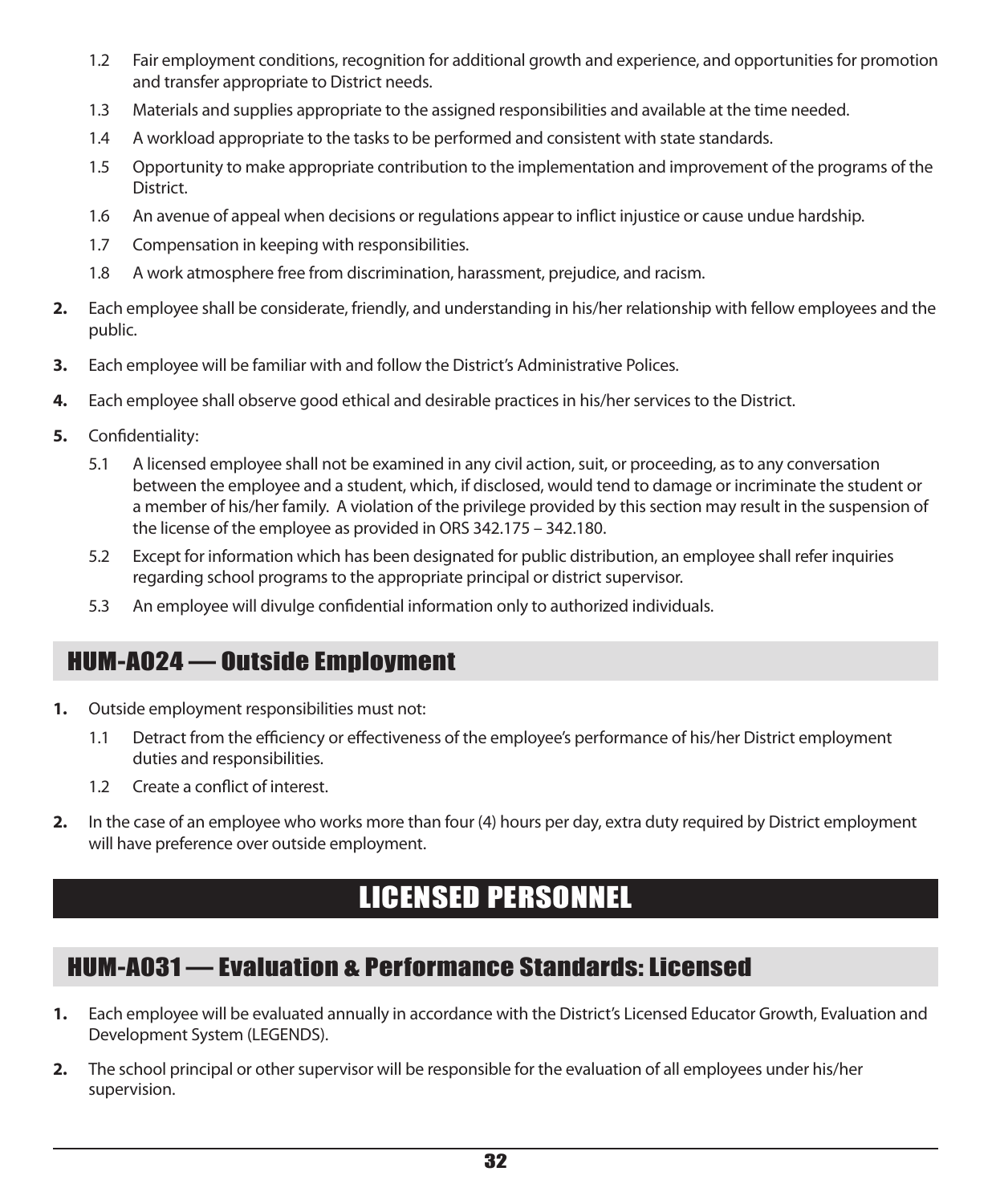1.2 Fair employment conditions, recognition for additional growth and experience, and opportunities for promotion and transfer appropriate to District needs.

1.3 Materials and supplies appropriate to the assigned responsibilities and available at the time needed.

1.4 A workload appropriate to the tasks to be performed and consistent with state standards.

1.5 Opportunity to make appropriate contribution to the implementation and improvement of the programs of the District.

1.6 An avenue of appeal when decisions or regulations appear to inflict injustice or cause undue hardship.

1.7 Compensation in keeping with responsibilities.

1.8 A work atmosphere free from discrimination, harassment, prejudice, and racism.

**2.** Each employee shall be considerate, friendly, and understanding in his/her relationship with fellow employees and the public.

**3.** Each employee will be familiar with and follow the District's Administrative Polices.

**4.** Each employee shall observe good ethical and desirable practices in his/her services to the District.

**5.** Confidentiality:

5.1 A licensed employee shall not be examined in any civil action, suit, or proceeding, as to any conversation between the employee and a student, which, if disclosed, would tend to damage or incriminate the student or a member of his/her family. A violation of the privilege provided by this section may result in the suspension of the license of the employee as provided in ORS 342.175 – 342.180.

5.2 Except for information which has been designated for public distribution, an employee shall refer inquiries regarding school programs to the appropriate principal or district supervisor.

5.3 An employee will divulge confidential information only to authorized individuals.

## HUM-A024 — Outside Employment

**1.** Outside employment responsibilities must not:

1.1 Detract from the efficiency or effectiveness of the employee's performance of his/her District employment duties and responsibilities.

1.2 Create a conflict of interest.

**2.** In the case of an employee who works more than four (4) hours per day, extra duty required by District employment will have preference over outside employment.

# LICENSED PERSONNEL

## HUM-A031 — Evaluation & Performance Standards: Licensed

**1.** Each employee will be evaluated annually in accordance with the District's Licensed Educator Growth, Evaluation and Development System (LEGENDS).

**2.** The school principal or other supervisor will be responsible for the evaluation of all employees under his/her supervision.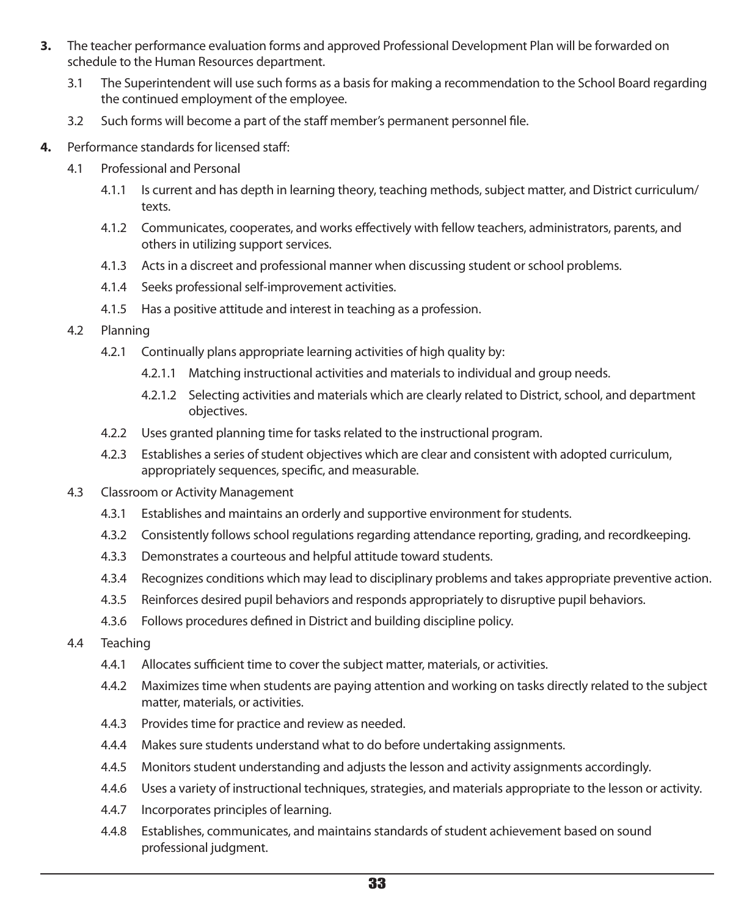**3.** The teacher performance evaluation forms and approved Professional Development Plan will be forwarded on schedule to the Human Resources department.

3.1 The Superintendent will use such forms as a basis for making a recommendation to the School Board regarding the continued employment of the employee.

3.2 Such forms will become a part of the staff member's permanent personnel file.

**4.** Performance standards for licensed staff:

4.1 Professional and Personal

4.1.1 Is current and has depth in learning theory, teaching methods, subject matter, and District curriculum/ texts.

4.1.2 Communicates, cooperates, and works effectively with fellow teachers, administrators, parents, and others in utilizing support services.

4.1.3 Acts in a discreet and professional manner when discussing student or school problems.

4.1.4 Seeks professional self-improvement activities.

4.1.5 Has a positive attitude and interest in teaching as a profession.

4.2 Planning

4.2.1 Continually plans appropriate learning activities of high quality by:

4.2.1.1 Matching instructional activities and materials to individual and group needs.

4.2.1.2 Selecting activities and materials which are clearly related to District, school, and department objectives.

4.2.2 Uses granted planning time for tasks related to the instructional program.

4.2.3 Establishes a series of student objectives which are clear and consistent with adopted curriculum, appropriately sequences, specific, and measurable.

4.3 Classroom or Activity Management

4.3.1 Establishes and maintains an orderly and supportive environment for students.

4.3.2 Consistently follows school regulations regarding attendance reporting, grading, and recordkeeping.

4.3.3 Demonstrates a courteous and helpful attitude toward students.

4.3.4 Recognizes conditions which may lead to disciplinary problems and takes appropriate preventive action.

4.3.5 Reinforces desired pupil behaviors and responds appropriately to disruptive pupil behaviors.

4.3.6 Follows procedures defined in District and building discipline policy.

4.4 Teaching

4.4.1 Allocates sufficient time to cover the subject matter, materials, or activities.

4.4.2 Maximizes time when students are paying attention and working on tasks directly related to the subject matter, materials, or activities.

4.4.3 Provides time for practice and review as needed.

4.4.4 Makes sure students understand what to do before undertaking assignments.

4.4.5 Monitors student understanding and adjusts the lesson and activity assignments accordingly.

4.4.6 Uses a variety of instructional techniques, strategies, and materials appropriate to the lesson or activity.

4.4.7 Incorporates principles of learning.

4.4.8 Establishes, communicates, and maintains standards of student achievement based on sound professional judgment.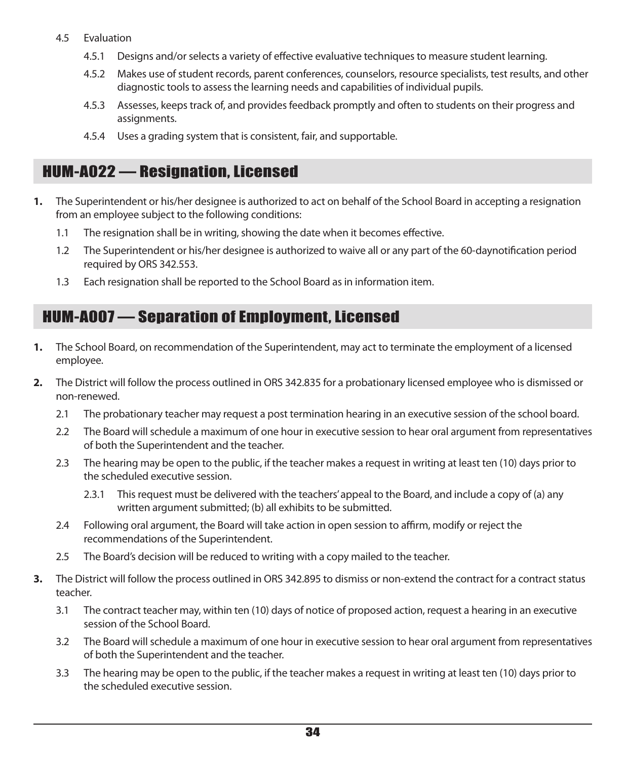4.5 Evaluation

4.5.1 Designs and/or selects a variety of effective evaluative techniques to measure student learning.

4.5.2 Makes use of student records, parent conferences, counselors, resource specialists, test results, and other diagnostic tools to assess the learning needs and capabilities of individual pupils.

4.5.3 Assesses, keeps track of, and provides feedback promptly and often to students on their progress and assignments.

4.5.4 Uses a grading system that is consistent, fair, and supportable.

## HUM-A022 — Resignation, Licensed

**1.** The Superintendent or his/her designee is authorized to act on behalf of the School Board in accepting a resignation from an employee subject to the following conditions:

1.1 The resignation shall be in writing, showing the date when it becomes effective.

1.2 The Superintendent or his/her designee is authorized to waive all or any part of the 60-daynotification period required by ORS 342.553.

1.3 Each resignation shall be reported to the School Board as in information item.

## HUM-A007 — Separation of Employment, Licensed

**1.** The School Board, on recommendation of the Superintendent, may act to terminate the employment of a licensed employee.

**2.** The District will follow the process outlined in ORS 342.835 for a probationary licensed employee who is dismissed or non-renewed.

2.1 The probationary teacher may request a post termination hearing in an executive session of the school board.

2.2 The Board will schedule a maximum of one hour in executive session to hear oral argument from representatives of both the Superintendent and the teacher.

2.3 The hearing may be open to the public, if the teacher makes a request in writing at least ten (10) days prior to the scheduled executive session.

2.3.1 This request must be delivered with the teachers' appeal to the Board, and include a copy of (a) any written argument submitted; (b) all exhibits to be submitted.

2.4 Following oral argument, the Board will take action in open session to affirm, modify or reject the recommendations of the Superintendent.

2.5 The Board's decision will be reduced to writing with a copy mailed to the teacher.

**3.** The District will follow the process outlined in ORS 342.895 to dismiss or non-extend the contract for a contract status teacher.

3.1 The contract teacher may, within ten (10) days of notice of proposed action, request a hearing in an executive session of the School Board.

3.2 The Board will schedule a maximum of one hour in executive session to hear oral argument from representatives of both the Superintendent and the teacher.

3.3 The hearing may be open to the public, if the teacher makes a request in writing at least ten (10) days prior to the scheduled executive session.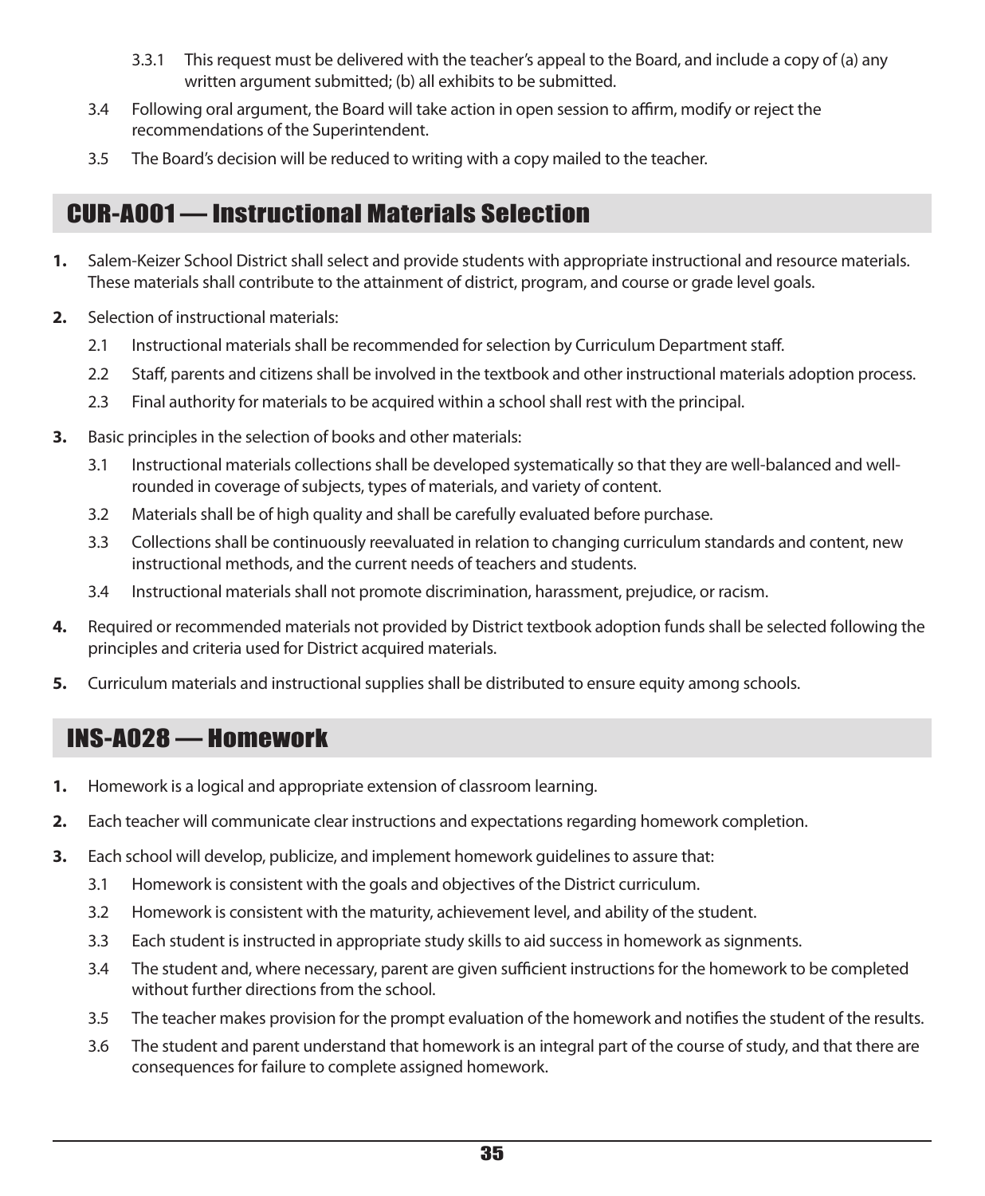3.3.1 This request must be delivered with the teacher's appeal to the Board, and include a copy of (a) any written argument submitted; (b) all exhibits to be submitted.

3.4 Following oral argument, the Board will take action in open session to affirm, modify or reject the recommendations of the Superintendent.

3.5 The Board's decision will be reduced to writing with a copy mailed to the teacher.

## CUR-A001 — Instructional Materials Selection

**1.** Salem-Keizer School District shall select and provide students with appropriate instructional and resource materials. These materials shall contribute to the attainment of district, program, and course or grade level goals.

**2.** Selection of instructional materials:

2.1 Instructional materials shall be recommended for selection by Curriculum Department staff.

2.2 Staff, parents and citizens shall be involved in the textbook and other instructional materials adoption process.

2.3 Final authority for materials to be acquired within a school shall rest with the principal.

**3.** Basic principles in the selection of books and other materials:

3.1 Instructional materials collections shall be developed systematically so that they are well-balanced and well-rounded in coverage of subjects, types of materials, and variety of content.

3.2 Materials shall be of high quality and shall be carefully evaluated before purchase.

3.3 Collections shall be continuously reevaluated in relation to changing curriculum standards and content, new instructional methods, and the current needs of teachers and students.

3.4 Instructional materials shall not promote discrimination, harassment, prejudice, or racism.

**4.** Required or recommended materials not provided by District textbook adoption funds shall be selected following the principles and criteria used for District acquired materials.

**5.** Curriculum materials and instructional supplies shall be distributed to ensure equity among schools.

## INS-A028 — Homework

**1.** Homework is a logical and appropriate extension of classroom learning.

**2.** Each teacher will communicate clear instructions and expectations regarding homework completion.

**3.** Each school will develop, publicize, and implement homework guidelines to assure that:

3.1 Homework is consistent with the goals and objectives of the District curriculum.

3.2 Homework is consistent with the maturity, achievement level, and ability of the student.

3.3 Each student is instructed in appropriate study skills to aid success in homework as signments.

3.4 The student and, where necessary, parent are given sufficient instructions for the homework to be completed without further directions from the school.

3.5 The teacher makes provision for the prompt evaluation of the homework and notifies the student of the results.

3.6 The student and parent understand that homework is an integral part of the course of study, and that there are consequences for failure to complete assigned homework.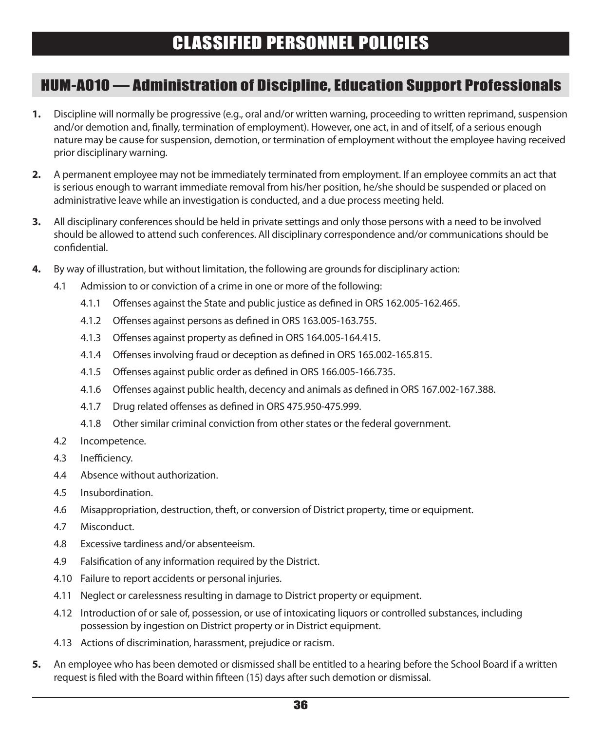# CLASSIFIED PERSONNEL POLICIES

## HUM-A010 — Administration of Discipline, Education Support Professionals

**1.** Discipline will normally be progressive (e.g., oral and/or written warning, proceeding to written reprimand, suspension and/or demotion and, finally, termination of employment). However, one act, in and of itself, of a serious enough nature may be cause for suspension, demotion, or termination of employment without the employee having received prior disciplinary warning.

**2.** A permanent employee may not be immediately terminated from employment. If an employee commits an act that is serious enough to warrant immediate removal from his/her position, he/she should be suspended or placed on administrative leave while an investigation is conducted, and a due process meeting held.

**3.** All disciplinary conferences should be held in private settings and only those persons with a need to be involved should be allowed to attend such conferences. All disciplinary correspondence and/or communications should be confidential.

**4.** By way of illustration, but without limitation, the following are grounds for disciplinary action:

- 4.1 Admission to or conviction of a crime in one or more of the following:
  - 4.1.1 Offenses against the State and public justice as defined in ORS 162.005-162.465.
  - 4.1.2 Offenses against persons as defined in ORS 163.005-163.755.
  - 4.1.3 Offenses against property as defined in ORS 164.005-164.415.
  - 4.1.4 Offenses involving fraud or deception as defined in ORS 165.002-165.815.
  - 4.1.5 Offenses against public order as defined in ORS 166.005-166.735.
  - 4.1.6 Offenses against public health, decency and animals as defined in ORS 167.002-167.388.
  - 4.1.7 Drug related offenses as defined in ORS 475.950-475.999.
  - 4.1.8 Other similar criminal conviction from other states or the federal government.
- 4.2 Incompetence.
- 4.3 Inefficiency.
- 4.4 Absence without authorization.
- 4.5 Insubordination.
- 4.6 Misappropriation, destruction, theft, or conversion of District property, time or equipment.
- 4.7 Misconduct.
- 4.8 Excessive tardiness and/or absenteeism.
- 4.9 Falsification of any information required by the District.
- 4.10 Failure to report accidents or personal injuries.
- 4.11 Neglect or carelessness resulting in damage to District property or equipment.
- 4.12 Introduction of or sale of, possession, or use of intoxicating liquors or controlled substances, including possession by ingestion on District property or in District equipment.
- 4.13 Actions of discrimination, harassment, prejudice or racism.

**5.** An employee who has been demoted or dismissed shall be entitled to a hearing before the School Board if a written request is filed with the Board within fifteen (15) days after such demotion or dismissal.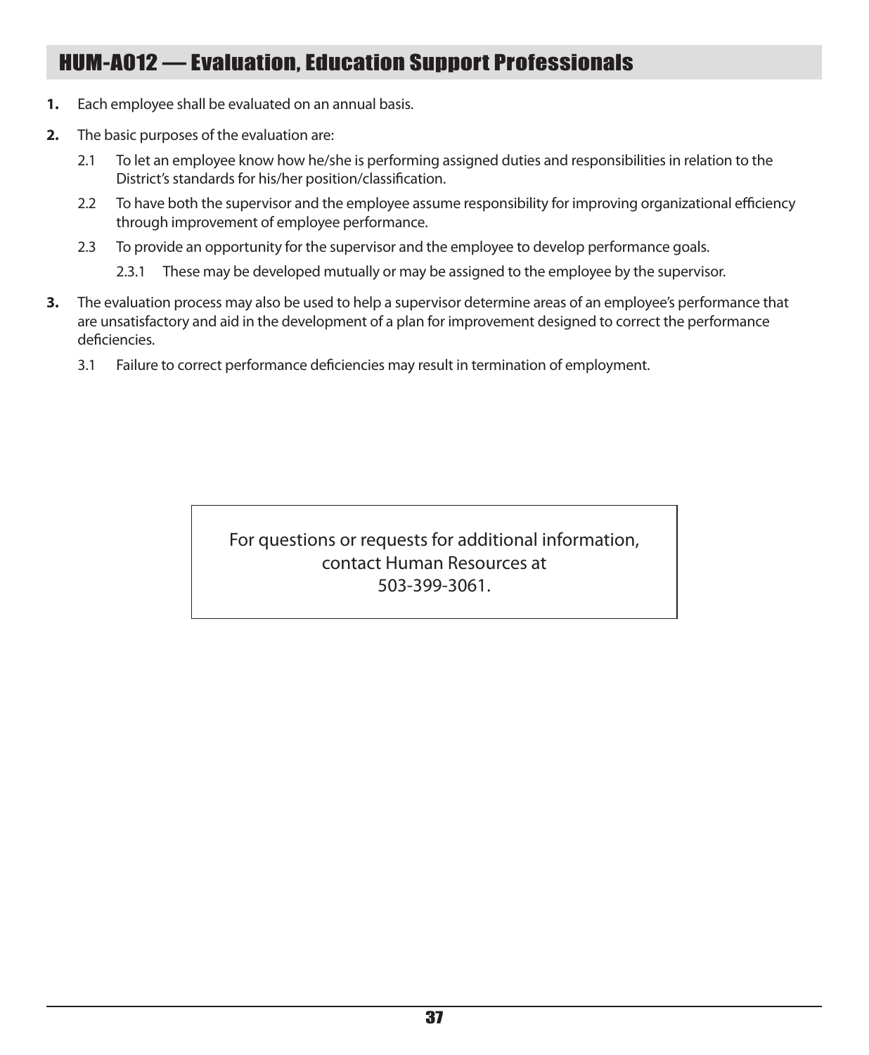## HUM-A012 — Evaluation, Education Support Professionals

**1.** Each employee shall be evaluated on an annual basis.

**2.** The basic purposes of the evaluation are:

- 2.1 To let an employee know how he/she is performing assigned duties and responsibilities in relation to the District's standards for his/her position/classification.
- 2.2 To have both the supervisor and the employee assume responsibility for improving organizational efficiency through improvement of employee performance.
- 2.3 To provide an opportunity for the supervisor and the employee to develop performance goals.
  - 2.3.1 These may be developed mutually or may be assigned to the employee by the supervisor.

**3.** The evaluation process may also be used to help a supervisor determine areas of an employee's performance that are unsatisfactory and aid in the development of a plan for improvement designed to correct the performance deficiencies.

- 3.1 Failure to correct performance deficiencies may result in termination of employment.

For questions or requests for additional information, contact Human Resources at 503-399-3061.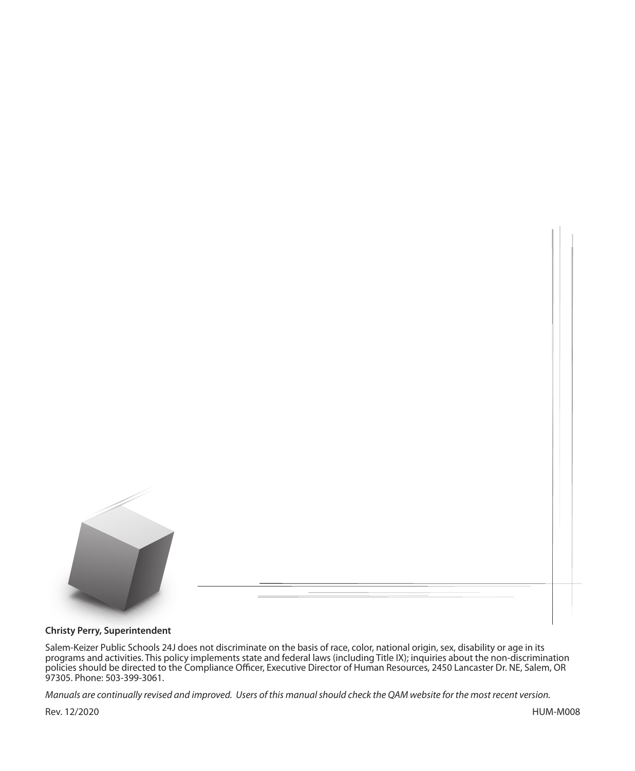**Christy Perry, Superintendent**

Salem-Keizer Public Schools 24J does not discriminate on the basis of race, color, national origin, sex, disability or age in its programs and activities. This policy implements state and federal laws (including Title IX); inquiries about the non-discrimination policies should be directed to the Compliance Officer, Executive Director of Human Resources, 2450 Lancaster Dr. NE, Salem, OR 97305. Phone: 503-399-3061.

*Manuals are continually revised and improved. Users of this manual should check the QAM website for the most recent version.*

Rev. 12/2020

HUM-M008